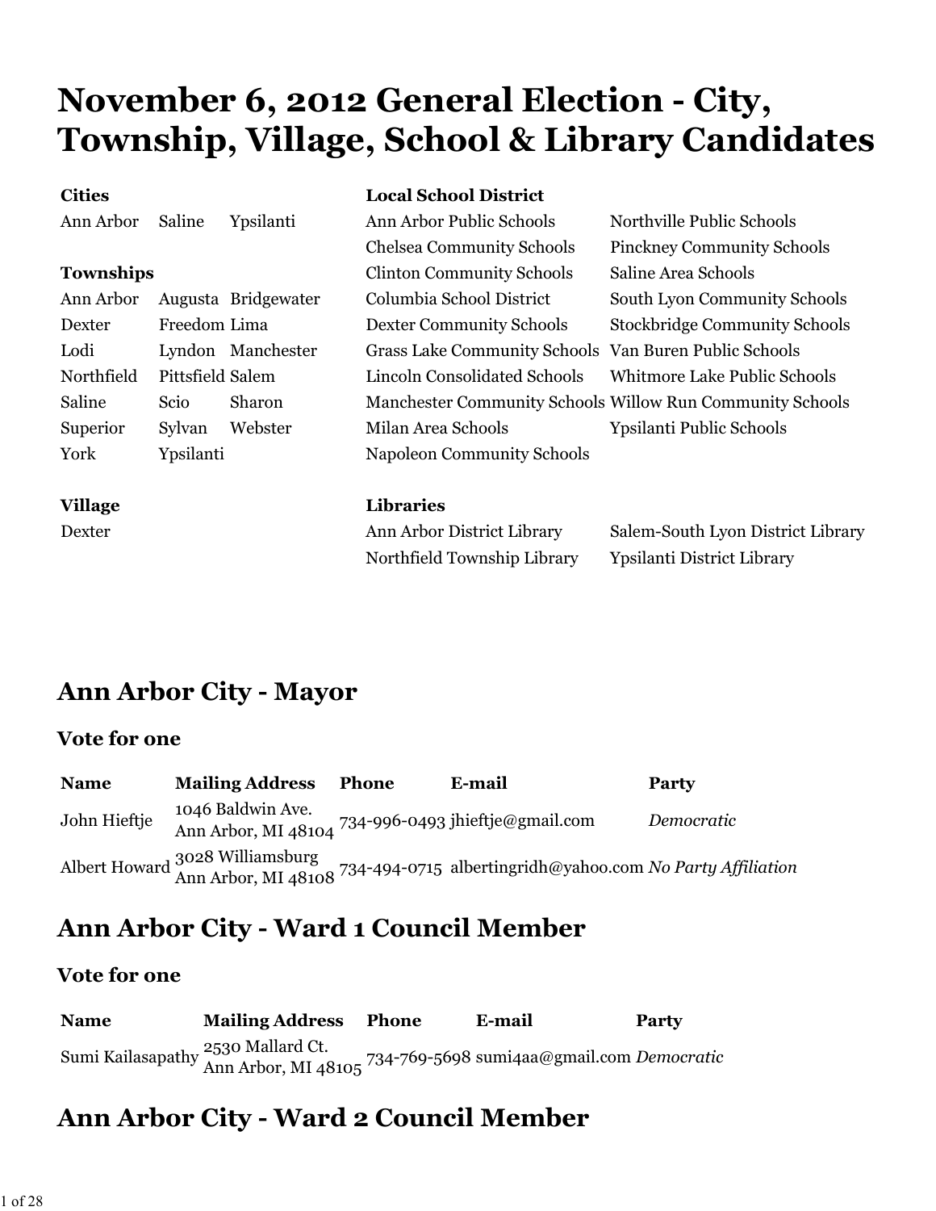# November 6, 2012 General Election - City, Township, Village, School & Library Candidates

**Cities**

| | | |
|---|---|---|
| Ann Arbor | Saline | Ypsilanti |

**Townships**

| | | |
|---|---|---|
| Ann Arbor | Augusta | Bridgewater |
| Dexter | Freedom | Lima |
| Lodi | Lyndon | Manchester |
| Northfield | Pittsfield | Salem |
| Saline | Scio | Sharon |
| Superior | Sylvan | Webster |
| York | Ypsilanti | |

**Village**

Dexter

**Local School District**

| | |
|---|---|
| Ann Arbor Public Schools | Northville Public Schools |
| Chelsea Community Schools | Pinckney Community Schools |
| Clinton Community Schools | Saline Area Schools |
| Columbia School District | South Lyon Community Schools |
| Dexter Community Schools | Stockbridge Community Schools |
| Grass Lake Community Schools | Van Buren Public Schools |
| Lincoln Consolidated Schools | Whitmore Lake Public Schools |
| Manchester Community Schools | Willow Run Community Schools |
| Milan Area Schools | Ypsilanti Public Schools |
| Napoleon Community Schools | |

**Libraries**

| | |
|---|---|
| Ann Arbor District Library | Salem-South Lyon District Library |
| Northfield Township Library | Ypsilanti District Library |

## Ann Arbor City - Mayor

### Vote for one

| Name | Mailing Address | Phone | E-mail | Party |
|---|---|---|---|---|
| John Hieftje | 1046 Baldwin Ave. Ann Arbor, MI 48104 | 734-996-0493 | jhieftje@gmail.com | *Democratic* |
| Albert Howard | 3028 Williamsburg Ann Arbor, MI 48108 | 734-494-0715 | albertingridh@yahoo.com | *No Party Affiliation* |

## Ann Arbor City - Ward 1 Council Member

### Vote for one

| Name | Mailing Address | Phone | E-mail | Party |
|---|---|---|---|---|
| Sumi Kailasapathy | 2530 Mallard Ct. Ann Arbor, MI 48105 | 734-769-5698 | sumi4aa@gmail.com | *Democratic* |

## Ann Arbor City - Ward 2 Council Member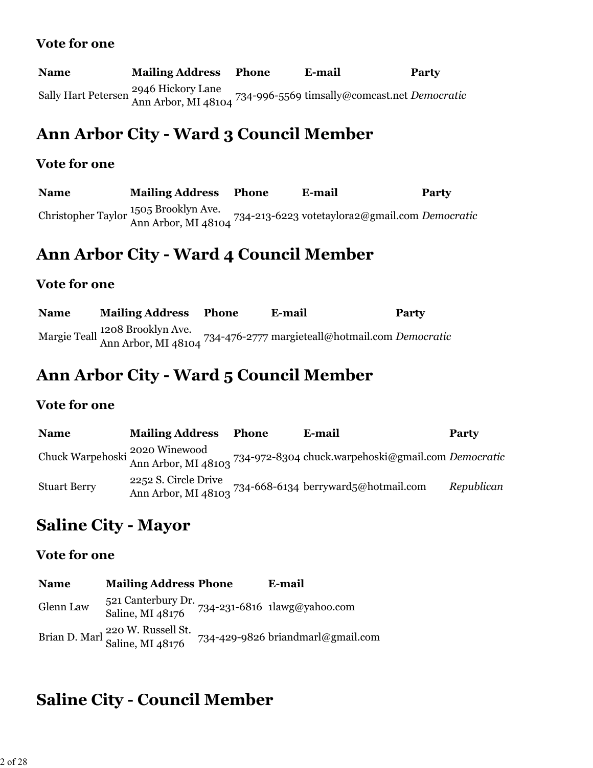### Vote for one

| Name | Mailing Address | Phone | E-mail | Party |
| --- | --- | --- | --- | --- |
| Sally Hart Petersen | 2946 Hickory Lane Ann Arbor, MI 48104 | 734-996-5569 | timsally@comcast.net | *Democratic* |

## Ann Arbor City - Ward 3 Council Member

### Vote for one

| Name | Mailing Address | Phone | E-mail | Party |
| --- | --- | --- | --- | --- |
| Christopher Taylor | 1505 Brooklyn Ave. Ann Arbor, MI 48104 | 734-213-6223 | votetaylora2@gmail.com | *Democratic* |

## Ann Arbor City - Ward 4 Council Member

### Vote for one

| Name | Mailing Address | Phone | E-mail | Party |
| --- | --- | --- | --- | --- |
| Margie Teall | 1208 Brooklyn Ave. Ann Arbor, MI 48104 | 734-476-2777 | margieteall@hotmail.com | *Democratic* |

## Ann Arbor City - Ward 5 Council Member

### Vote for one

| Name | Mailing Address | Phone | E-mail | Party |
| --- | --- | --- | --- | --- |
| Chuck Warpehoski | 2020 Winewood Ann Arbor, MI 48103 | 734-972-8304 | chuck.warpehoski@gmail.com | *Democratic* |
| Stuart Berry | 2252 S. Circle Drive Ann Arbor, MI 48103 | 734-668-6134 | berryward5@hotmail.com | *Republican* |

## Saline City - Mayor

### Vote for one

| Name | Mailing Address | Phone | E-mail |
| --- | --- | --- | --- |
| Glenn Law | 521 Canterbury Dr. Saline, MI 48176 | 734-231-6816 | 1lawg@yahoo.com |
| Brian D. Marl | 220 W. Russell St. Saline, MI 48176 | 734-429-9826 | briandmarl@gmail.com |

## Saline City - Council Member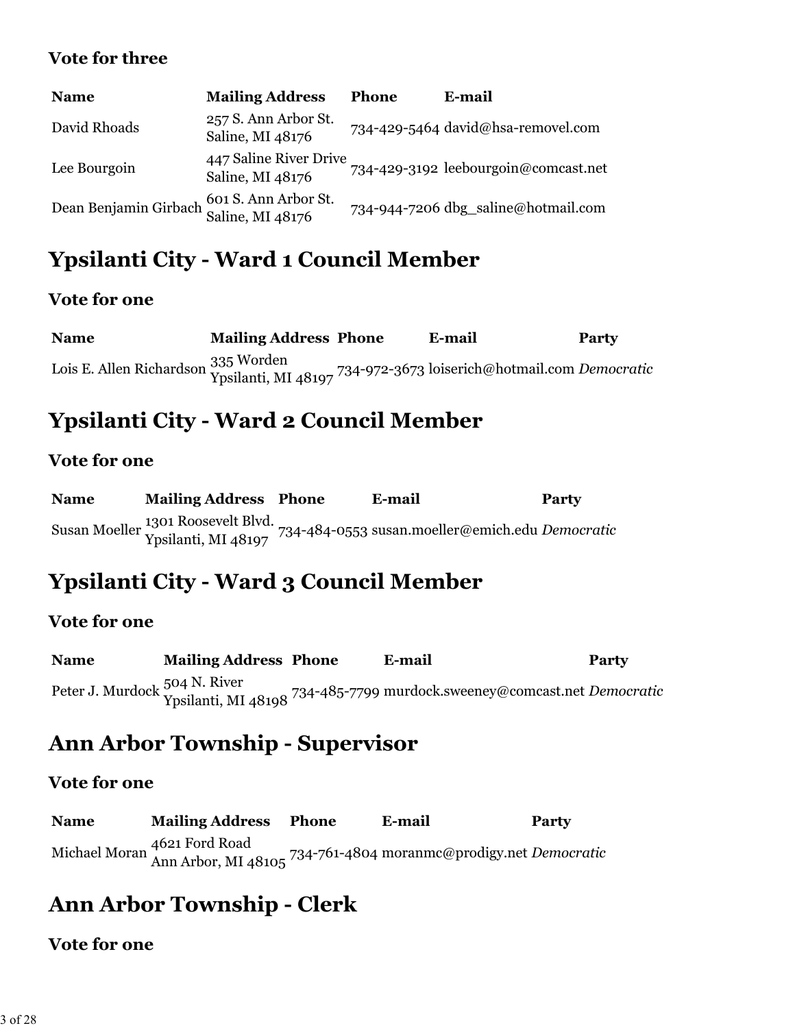### Vote for three

| Name | Mailing Address | Phone | E-mail |
| --- | --- | --- | --- |
| David Rhoads | 257 S. Ann Arbor St. Saline, MI 48176 | 734-429-5464 | david@hsa-removel.com |
| Lee Bourgoin | 447 Saline River Drive Saline, MI 48176 | 734-429-3192 | leebourgoin@comcast.net |
| Dean Benjamin Girbach | 601 S. Ann Arbor St. Saline, MI 48176 | 734-944-7206 | dbg_saline@hotmail.com |

## Ypsilanti City - Ward 1 Council Member

### Vote for one

| Name | Mailing Address | Phone | E-mail | Party |
| --- | --- | --- | --- | --- |
| Lois E. Allen Richardson | 335 Worden Ypsilanti, MI 48197 | 734-972-3673 | loiserich@hotmail.com | *Democratic* |

## Ypsilanti City - Ward 2 Council Member

### Vote for one

| Name | Mailing Address | Phone | E-mail | Party |
| --- | --- | --- | --- | --- |
| Susan Moeller | 1301 Roosevelt Blvd. Ypsilanti, MI 48197 | 734-484-0553 | susan.moeller@emich.edu | *Democratic* |

## Ypsilanti City - Ward 3 Council Member

### Vote for one

| Name | Mailing Address | Phone | E-mail | Party |
| --- | --- | --- | --- | --- |
| Peter J. Murdock | 504 N. River Ypsilanti, MI 48198 | 734-485-7799 | murdock.sweeney@comcast.net | *Democratic* |

## Ann Arbor Township - Supervisor

### Vote for one

| Name | Mailing Address | Phone | E-mail | Party |
| --- | --- | --- | --- | --- |
| Michael Moran | 4621 Ford Road Ann Arbor, MI 48105 | 734-761-4804 | moranmc@prodigy.net | *Democratic* |

## Ann Arbor Township - Clerk

### Vote for one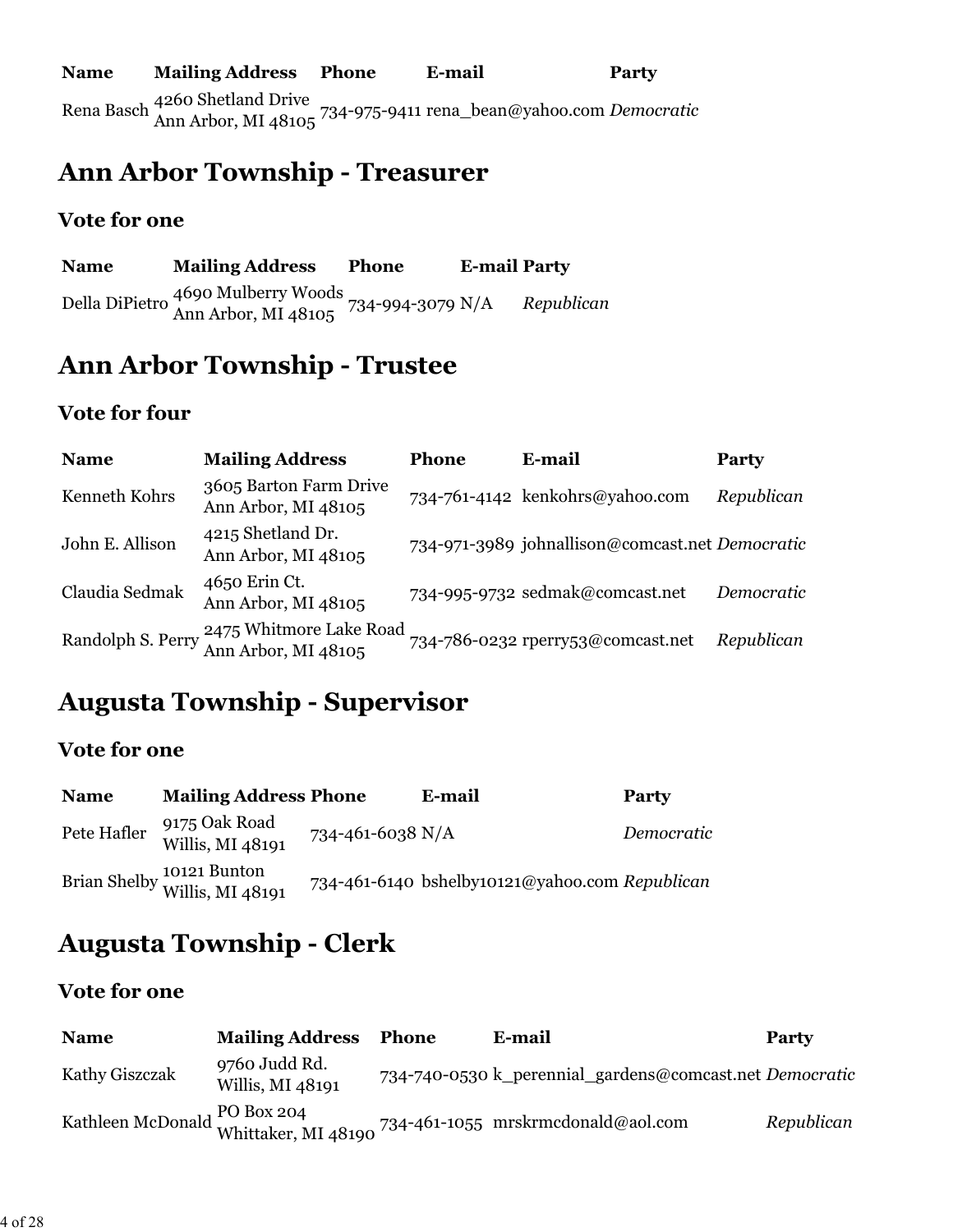| Name | Mailing Address | Phone | E-mail | Party |
|---|---|---|---|---|
| Rena Basch | 4260 Shetland Drive Ann Arbor, MI 48105 | 734-975-9411 | rena_bean@yahoo.com | *Democratic* |

# Ann Arbor Township - Treasurer

### Vote for one

| Name | Mailing Address | Phone | E-mail | Party |
|---|---|---|---|---|
| Della DiPietro | 4690 Mulberry Woods Ann Arbor, MI 48105 | 734-994-3079 | N/A | *Republican* |

# Ann Arbor Township - Trustee

### Vote for four

| Name | Mailing Address | Phone | E-mail | Party |
|---|---|---|---|---|
| Kenneth Kohrs | 3605 Barton Farm Drive Ann Arbor, MI 48105 | 734-761-4142 | kenkohrs@yahoo.com | *Republican* |
| John E. Allison | 4215 Shetland Dr. Ann Arbor, MI 48105 | 734-971-3989 | johnallison@comcast.net | *Democratic* |
| Claudia Sedmak | 4650 Erin Ct. Ann Arbor, MI 48105 | 734-995-9732 | sedmak@comcast.net | *Democratic* |
| Randolph S. Perry | 2475 Whitmore Lake Road Ann Arbor, MI 48105 | 734-786-0232 | rperry53@comcast.net | *Republican* |

# Augusta Township - Supervisor

### Vote for one

| Name | Mailing Address | Phone | E-mail | Party |
|---|---|---|---|---|
| Pete Hafler | 9175 Oak Road Willis, MI 48191 | 734-461-6038 | N/A | *Democratic* |
| Brian Shelby | 10121 Bunton Willis, MI 48191 | 734-461-6140 | bshelby10121@yahoo.com | *Republican* |

# Augusta Township - Clerk

### Vote for one

| Name | Mailing Address | Phone | E-mail | Party |
|---|---|---|---|---|
| Kathy Giszczak | 9760 Judd Rd. Willis, MI 48191 | 734-740-0530 | k_perennial_gardens@comcast.net | *Democratic* |
| Kathleen McDonald | PO Box 204 Whittaker, MI 48190 | 734-461-1055 | mrskrmcdonald@aol.com | *Republican* |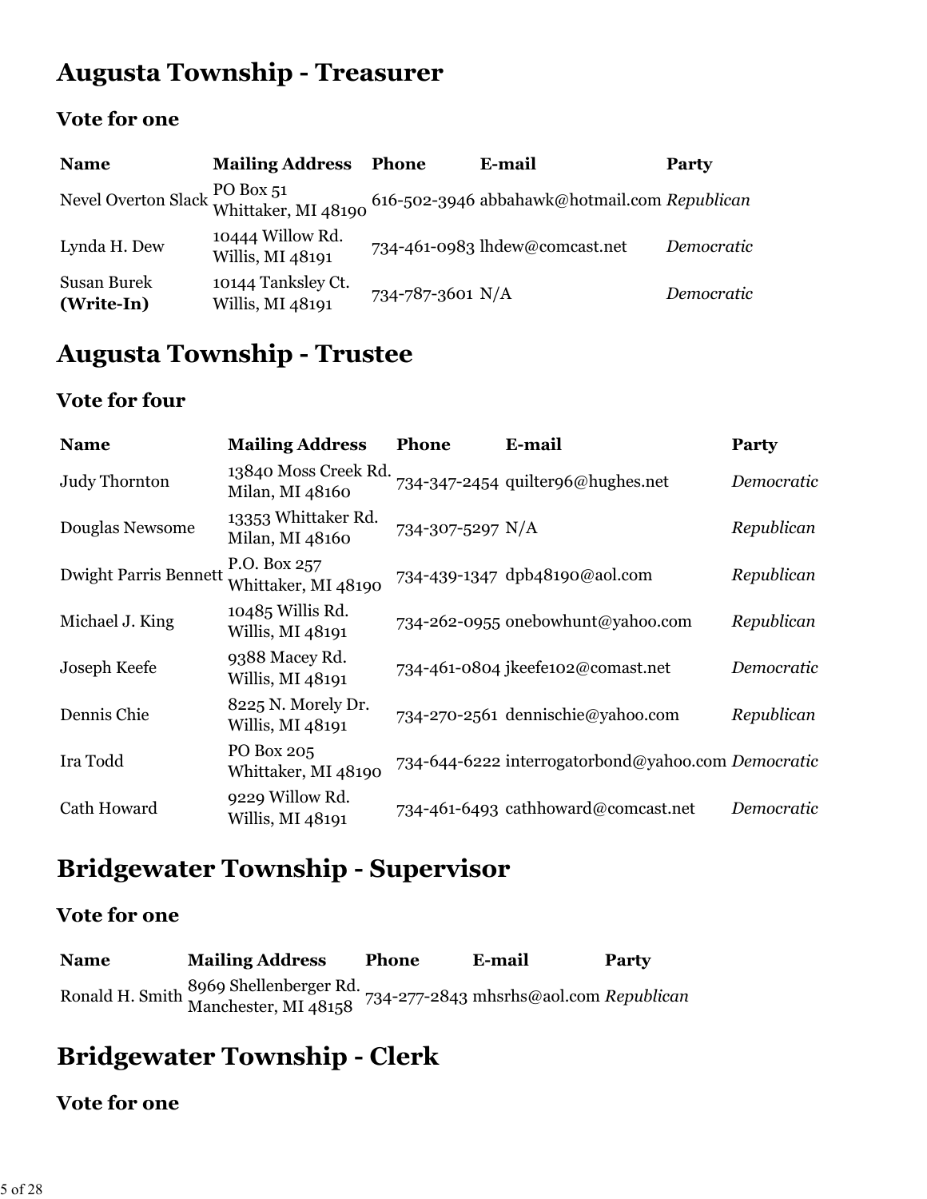## Augusta Township - Treasurer

### Vote for one

| Name | Mailing Address | Phone | E-mail | Party |
|---|---|---|---|---|
| Nevel Overton Slack | PO Box 51<br>Whittaker, MI 48190 | 616-502-3946 | abbahawk@hotmail.com | *Republican* |
| Lynda H. Dew | 10444 Willow Rd.<br>Willis, MI 48191 | 734-461-0983 | lhdew@comcast.net | *Democratic* |
| Susan Burek **(Write-In)** | 10144 Tanksley Ct.<br>Willis, MI 48191 | 734-787-3601 | N/A | *Democratic* |

## Augusta Township - Trustee

### Vote for four

| Name | Mailing Address | Phone | E-mail | Party |
|---|---|---|---|---|
| Judy Thornton | 13840 Moss Creek Rd.<br>Milan, MI 48160 | 734-347-2454 | quilter96@hughes.net | *Democratic* |
| Douglas Newsome | 13353 Whittaker Rd.<br>Milan, MI 48160 | 734-307-5297 | N/A | *Republican* |
| Dwight Parris Bennett | P.O. Box 257<br>Whittaker, MI 48190 | 734-439-1347 | dpb48190@aol.com | *Republican* |
| Michael J. King | 10485 Willis Rd.<br>Willis, MI 48191 | 734-262-0955 | onebowhunt@yahoo.com | *Republican* |
| Joseph Keefe | 9388 Macey Rd.<br>Willis, MI 48191 | 734-461-0804 | jkeefe102@comast.net | *Democratic* |
| Dennis Chie | 8225 N. Morely Dr.<br>Willis, MI 48191 | 734-270-2561 | dennischie@yahoo.com | *Republican* |
| Ira Todd | PO Box 205<br>Whittaker, MI 48190 | 734-644-6222 | interrogatorbond@yahoo.com | *Democratic* |
| Cath Howard | 9229 Willow Rd.<br>Willis, MI 48191 | 734-461-6493 | cathhoward@comcast.net | *Democratic* |

## Bridgewater Township - Supervisor

### Vote for one

| Name | Mailing Address | Phone | E-mail | Party |
|---|---|---|---|---|
| Ronald H. Smith | 8969 Shellenberger Rd.<br>Manchester, MI 48158 | 734-277-2843 | mhsrhs@aol.com | *Republican* |

## Bridgewater Township - Clerk

### Vote for one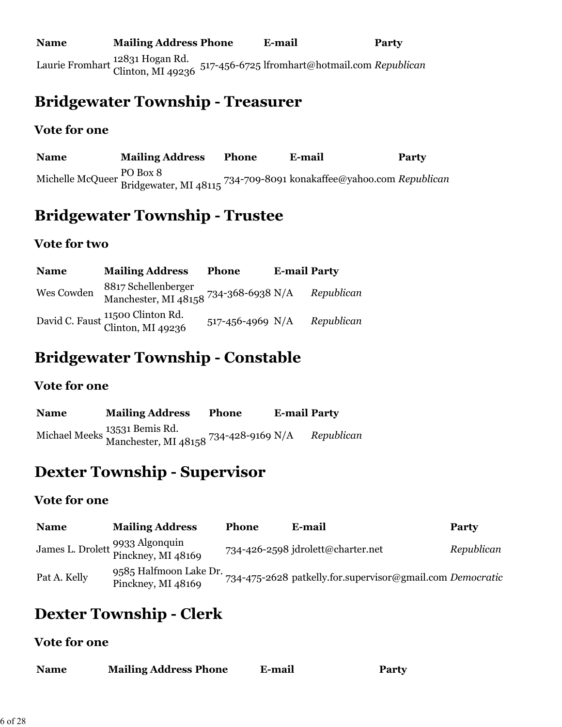| Name | Mailing Address | Phone | E-mail | Party |
| --- | --- | --- | --- | --- |
| Laurie Fromhart | 12831 Hogan Rd. Clinton, MI 49236 | 517-456-6725 | lfromhart@hotmail.com | *Republican* |

## Bridgewater Township - Treasurer

### Vote for one

| Name | Mailing Address | Phone | E-mail | Party |
| --- | --- | --- | --- | --- |
| Michelle McQueer | PO Box 8 Bridgewater, MI 48115 | 734-709-8091 | konakaffee@yahoo.com | *Republican* |

## Bridgewater Township - Trustee

### Vote for two

| Name | Mailing Address | Phone | E-mail | Party |
| --- | --- | --- | --- | --- |
| Wes Cowden | 8817 Schellenberger Manchester, MI 48158 | 734-368-6938 | N/A | *Republican* |
| David C. Faust | 11500 Clinton Rd. Clinton, MI 49236 | 517-456-4969 | N/A | *Republican* |

## Bridgewater Township - Constable

### Vote for one

| Name | Mailing Address | Phone | E-mail | Party |
| --- | --- | --- | --- | --- |
| Michael Meeks | 13531 Bemis Rd. Manchester, MI 48158 | 734-428-9169 | N/A | *Republican* |

## Dexter Township - Supervisor

### Vote for one

| Name | Mailing Address | Phone | E-mail | Party |
| --- | --- | --- | --- | --- |
| James L. Drolett | 9933 Algonquin Pinckney, MI 48169 | 734-426-2598 | jdrolett@charter.net | *Republican* |
| Pat A. Kelly | 9585 Halfmoon Lake Dr. Pinckney, MI 48169 | 734-475-2628 | patkelly.for.supervisor@gmail.com | *Democratic* |

## Dexter Township - Clerk

### Vote for one

| Name | Mailing Address | Phone | E-mail | Party |
| --- | --- | --- | --- | --- |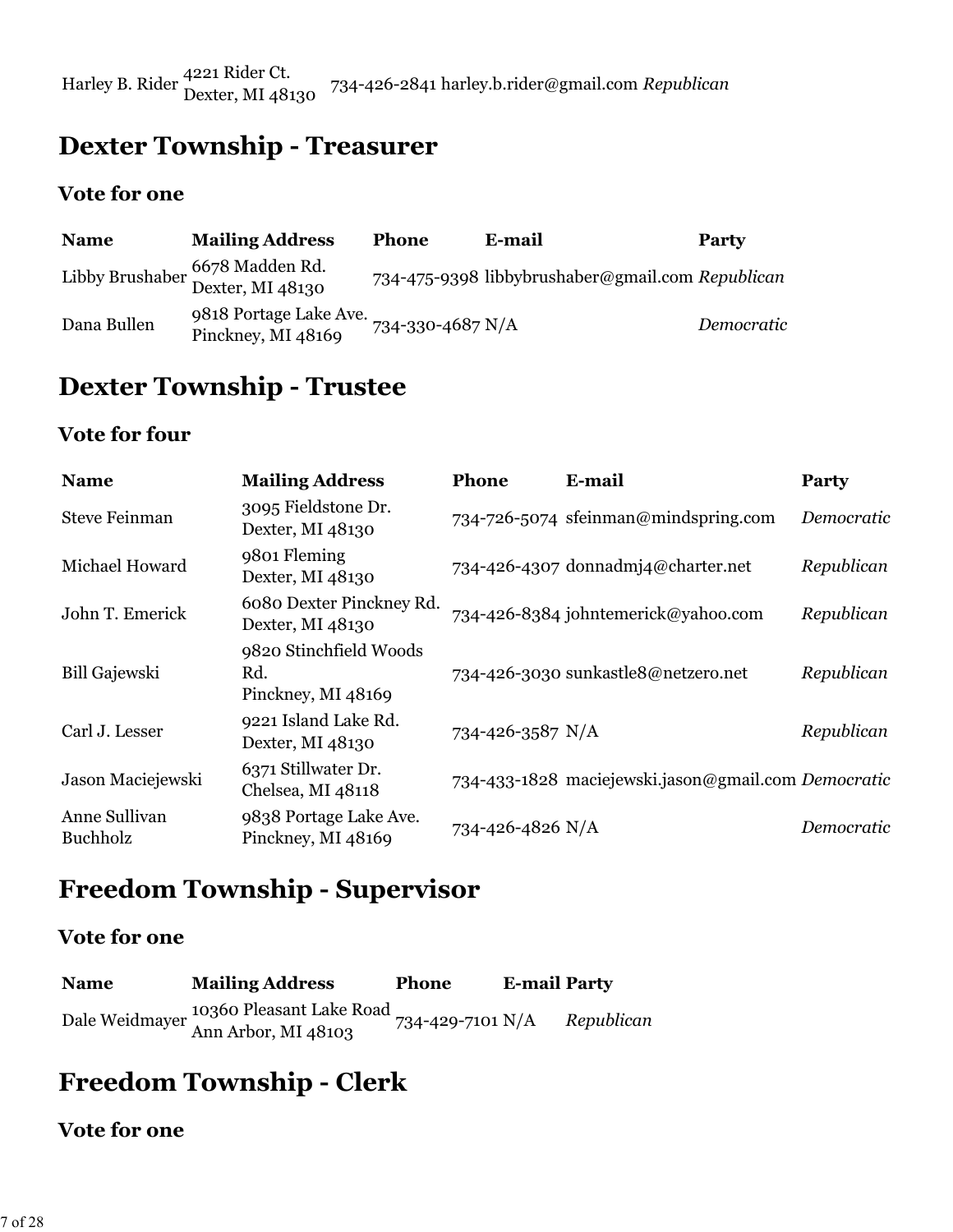| Harley B. Rider | 4221 Rider Ct.<br>Dexter, MI 48130 | 734-426-2841 | harley.b.rider@gmail.com | *Republican* |
|---|---|---|---|---|

## Dexter Township - Treasurer

### Vote for one

| Name | Mailing Address | Phone | E-mail | Party |
|---|---|---|---|---|
| Libby Brushaber | 6678 Madden Rd.<br>Dexter, MI 48130 | 734-475-9398 | libbybrushaber@gmail.com | *Republican* |
| Dana Bullen | 9818 Portage Lake Ave.<br>Pinckney, MI 48169 | 734-330-4687 | N/A | *Democratic* |

## Dexter Township - Trustee

### Vote for four

| Name | Mailing Address | Phone | E-mail | Party |
|---|---|---|---|---|
| Steve Feinman | 3095 Fieldstone Dr.<br>Dexter, MI 48130 | 734-726-5074 | sfeinman@mindspring.com | *Democratic* |
| Michael Howard | 9801 Fleming<br>Dexter, MI 48130 | 734-426-4307 | donnadmj4@charter.net | *Republican* |
| John T. Emerick | 6080 Dexter Pinckney Rd.<br>Dexter, MI 48130 | 734-426-8384 | johntemerick@yahoo.com | *Republican* |
| Bill Gajewski | 9820 Stinchfield Woods Rd.<br>Pinckney, MI 48169 | 734-426-3030 | sunkastle8@netzero.net | *Republican* |
| Carl J. Lesser | 9221 Island Lake Rd.<br>Dexter, MI 48130 | 734-426-3587 | N/A | *Republican* |
| Jason Maciejewski | 6371 Stillwater Dr.<br>Chelsea, MI 48118 | 734-433-1828 | maciejewski.jason@gmail.com | *Democratic* |
| Anne Sullivan Buchholz | 9838 Portage Lake Ave.<br>Pinckney, MI 48169 | 734-426-4826 | N/A | *Democratic* |

## Freedom Township - Supervisor

### Vote for one

| Name | Mailing Address | Phone | E-mail | Party |
|---|---|---|---|---|
| Dale Weidmayer | 10360 Pleasant Lake Road<br>Ann Arbor, MI 48103 | 734-429-7101 | N/A | *Republican* |

## Freedom Township - Clerk

### Vote for one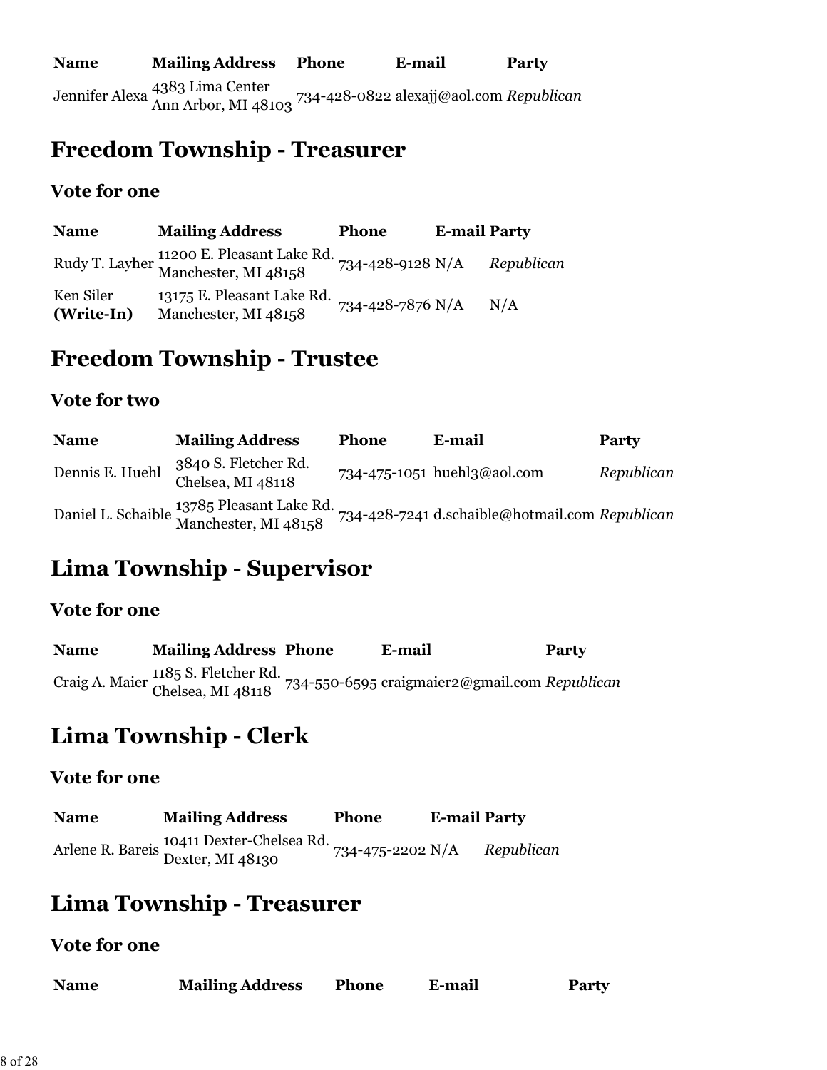| Name | Mailing Address | Phone | E-mail | Party |
|---|---|---|---|---|
| Jennifer Alexa | 4383 Lima Center Ann Arbor, MI 48103 | 734-428-0822 | alexajj@aol.com | *Republican* |

## Freedom Township - Treasurer

### Vote for one

| Name | Mailing Address | Phone | E-mail | Party |
|---|---|---|---|---|
| Rudy T. Layher | 11200 E. Pleasant Lake Rd. Manchester, MI 48158 | 734-428-9128 | N/A | *Republican* |
| Ken Siler **(Write-In)** | 13175 E. Pleasant Lake Rd. Manchester, MI 48158 | 734-428-7876 | N/A | N/A |

## Freedom Township - Trustee

### Vote for two

| Name | Mailing Address | Phone | E-mail | Party |
|---|---|---|---|---|
| Dennis E. Huehl | 3840 S. Fletcher Rd. Chelsea, MI 48118 | 734-475-1051 | huehl3@aol.com | *Republican* |
| Daniel L. Schaible | 13785 Pleasant Lake Rd. Manchester, MI 48158 | 734-428-7241 | d.schaible@hotmail.com | *Republican* |

## Lima Township - Supervisor

### Vote for one

| Name | Mailing Address | Phone | E-mail | Party |
|---|---|---|---|---|
| Craig A. Maier | 1185 S. Fletcher Rd. Chelsea, MI 48118 | 734-550-6595 | craigmaier2@gmail.com | *Republican* |

## Lima Township - Clerk

### Vote for one

| Name | Mailing Address | Phone | E-mail | Party |
|---|---|---|---|---|
| Arlene R. Bareis | 10411 Dexter-Chelsea Rd. Dexter, MI 48130 | 734-475-2202 | N/A | *Republican* |

## Lima Township - Treasurer

### Vote for one

| Name | Mailing Address | Phone | E-mail | Party |
|---|---|---|---|---|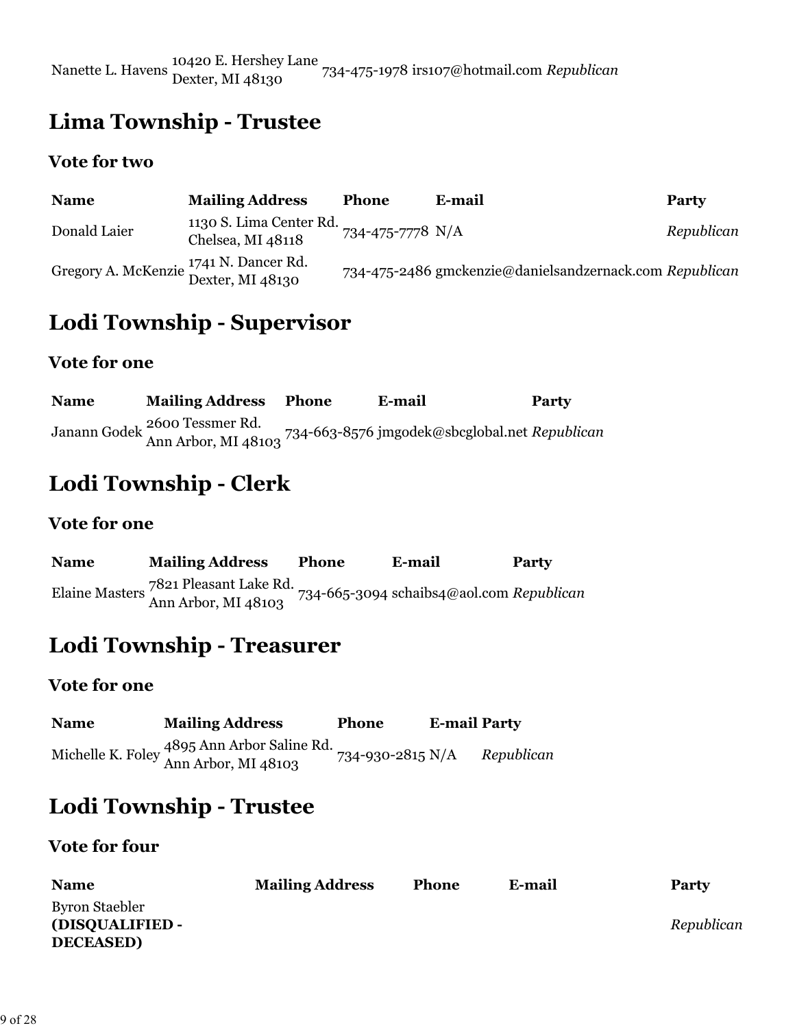| | | | | |
|---|---|---|---|---|
| Nanette L. Havens | 10420 E. Hershey Lane<br>Dexter, MI 48130 | 734-475-1978 | irs107@hotmail.com | *Republican* |

## Lima Township - Trustee

### Vote for two

| Name | Mailing Address | Phone | E-mail | Party |
|---|---|---|---|---|
| Donald Laier | 1130 S. Lima Center Rd.<br>Chelsea, MI 48118 | 734-475-7778 | N/A | *Republican* |
| Gregory A. McKenzie | 1741 N. Dancer Rd.<br>Dexter, MI 48130 | 734-475-2486 | gmckenzie@danielsandzernack.com | *Republican* |

## Lodi Township - Supervisor

### Vote for one

| Name | Mailing Address | Phone | E-mail | Party |
|---|---|---|---|---|
| Janann Godek | 2600 Tessmer Rd.<br>Ann Arbor, MI 48103 | 734-663-8576 | jmgodek@sbcglobal.net | *Republican* |

## Lodi Township - Clerk

### Vote for one

| Name | Mailing Address | Phone | E-mail | Party |
|---|---|---|---|---|
| Elaine Masters | 7821 Pleasant Lake Rd.<br>Ann Arbor, MI 48103 | 734-665-3094 | schaibs4@aol.com | *Republican* |

## Lodi Township - Treasurer

### Vote for one

| Name | Mailing Address | Phone | E-mail | Party |
|---|---|---|---|---|
| Michelle K. Foley | 4895 Ann Arbor Saline Rd.<br>Ann Arbor, MI 48103 | 734-930-2815 | N/A | *Republican* |

## Lodi Township - Trustee

### Vote for four

| Name | Mailing Address | Phone | E-mail | Party |
|---|---|---|---|---|
| Byron Staebler **(DISQUALIFIED - DECEASED)** | | | | *Republican* |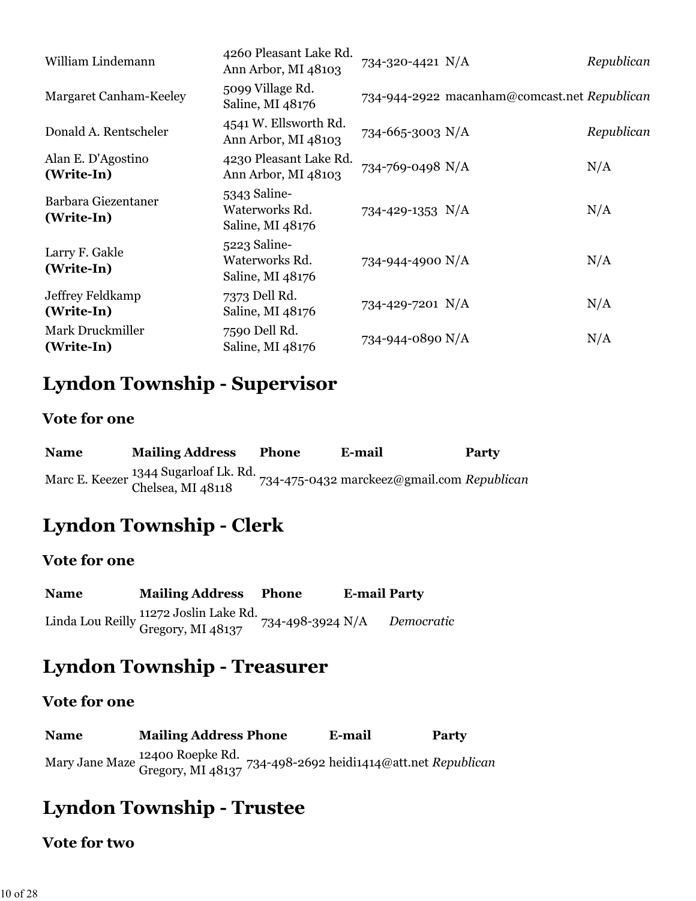| | | | | |
|---|---|---|---|---|
| William Lindemann | 4260 Pleasant Lake Rd. Ann Arbor, MI 48103 | 734-320-4421 | N/A | *Republican* |
| Margaret Canham-Keeley | 5099 Village Rd. Saline, MI 48176 | 734-944-2922 | macanham@comcast.net | *Republican* |
| Donald A. Rentscheler | 4541 W. Ellsworth Rd. Ann Arbor, MI 48103 | 734-665-3003 | N/A | *Republican* |
| Alan E. D'Agostino **(Write-In)** | 4230 Pleasant Lake Rd. Ann Arbor, MI 48103 | 734-769-0498 | N/A | N/A |
| Barbara Giezentaner **(Write-In)** | 5343 Saline-Waterworks Rd. Saline, MI 48176 | 734-429-1353 | N/A | N/A |
| Larry F. Gakle **(Write-In)** | 5223 Saline-Waterworks Rd. Saline, MI 48176 | 734-944-4900 | N/A | N/A |
| Jeffrey Feldkamp **(Write-In)** | 7373 Dell Rd. Saline, MI 48176 | 734-429-7201 | N/A | N/A |
| Mark Druckmiller **(Write-In)** | 7590 Dell Rd. Saline, MI 48176 | 734-944-0890 | N/A | N/A |

## Lyndon Township - Supervisor

### Vote for one

| Name | Mailing Address | Phone | E-mail | Party |
|---|---|---|---|---|
| Marc E. Keezer | 1344 Sugarloaf Lk. Rd. Chelsea, MI 48118 | 734-475-0432 | marckeez@gmail.com | *Republican* |

## Lyndon Township - Clerk

### Vote for one

| Name | Mailing Address | Phone | E-mail | Party |
|---|---|---|---|---|
| Linda Lou Reilly | 11272 Joslin Lake Rd. Gregory, MI 48137 | 734-498-3924 | N/A | *Democratic* |

## Lyndon Township - Treasurer

### Vote for one

| Name | Mailing Address | Phone | E-mail | Party |
|---|---|---|---|---|
| Mary Jane Maze | 12400 Roepke Rd. Gregory, MI 48137 | 734-498-2692 | heidi1414@att.net | *Republican* |

## Lyndon Township - Trustee

### Vote for two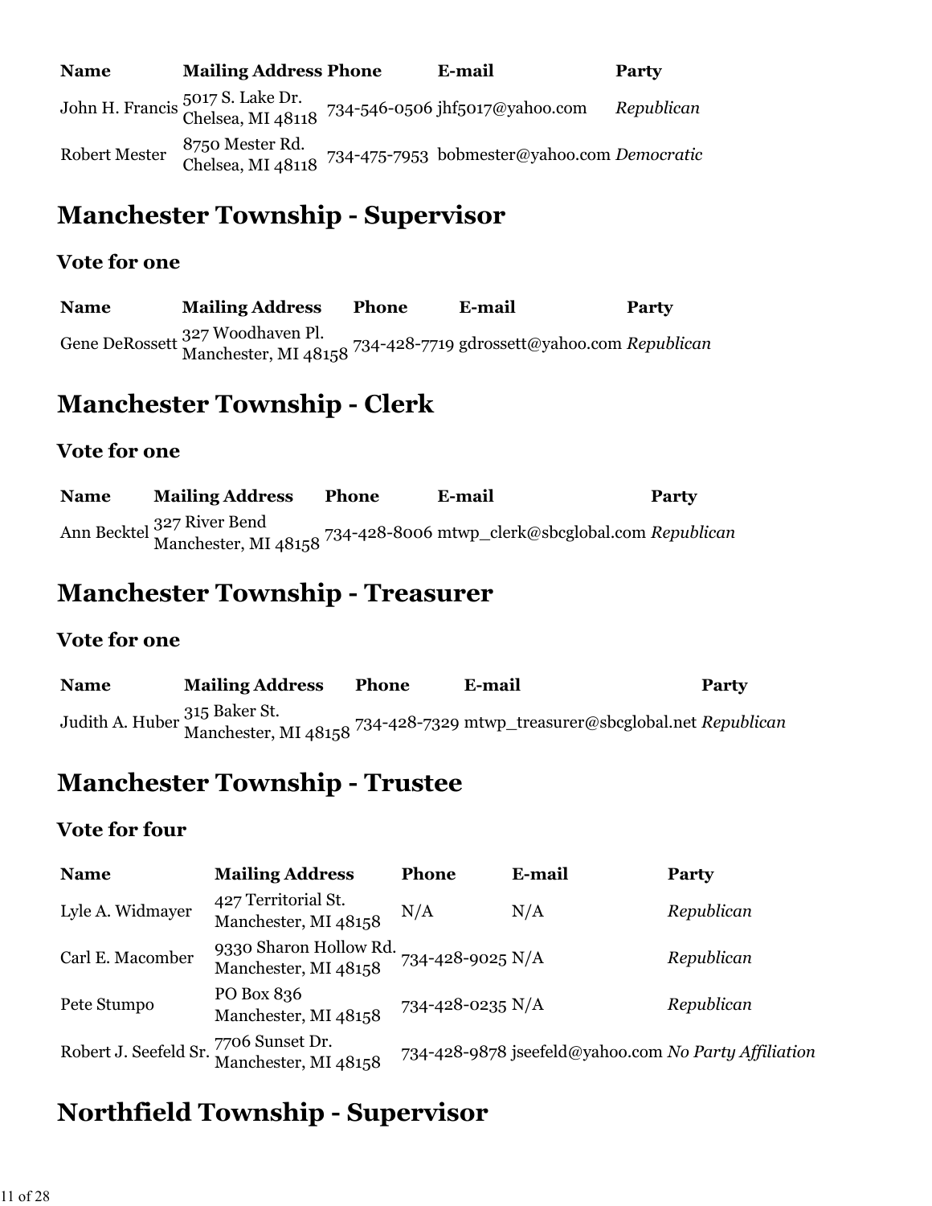| Name | Mailing Address | Phone | E-mail | Party |
|---|---|---|---|---|
| John H. Francis | 5017 S. Lake Dr. Chelsea, MI 48118 | 734-546-0506 | jhf5017@yahoo.com | *Republican* |
| Robert Mester | 8750 Mester Rd. Chelsea, MI 48118 | 734-475-7953 | bobmester@yahoo.com | *Democratic* |

## Manchester Township - Supervisor

### Vote for one

| Name | Mailing Address | Phone | E-mail | Party |
|---|---|---|---|---|
| Gene DeRossett | 327 Woodhaven Pl. Manchester, MI 48158 | 734-428-7719 | gdrossett@yahoo.com | *Republican* |

## Manchester Township - Clerk

### Vote for one

| Name | Mailing Address | Phone | E-mail | Party |
|---|---|---|---|---|
| Ann Becktel | 327 River Bend Manchester, MI 48158 | 734-428-8006 | mtwp_clerk@sbcglobal.com | *Republican* |

## Manchester Township - Treasurer

### Vote for one

| Name | Mailing Address | Phone | E-mail | Party |
|---|---|---|---|---|
| Judith A. Huber | 315 Baker St. Manchester, MI 48158 | 734-428-7329 | mtwp_treasurer@sbcglobal.net | *Republican* |

## Manchester Township - Trustee

### Vote for four

| Name | Mailing Address | Phone | E-mail | Party |
|---|---|---|---|---|
| Lyle A. Widmayer | 427 Territorial St. Manchester, MI 48158 | N/A | N/A | *Republican* |
| Carl E. Macomber | 9330 Sharon Hollow Rd. Manchester, MI 48158 | 734-428-9025 | N/A | *Republican* |
| Pete Stumpo | PO Box 836 Manchester, MI 48158 | 734-428-0235 | N/A | *Republican* |
| Robert J. Seefeld Sr. | 7706 Sunset Dr. Manchester, MI 48158 | 734-428-9878 | jseefeld@yahoo.com | *No Party Affiliation* |

## Northfield Township - Supervisor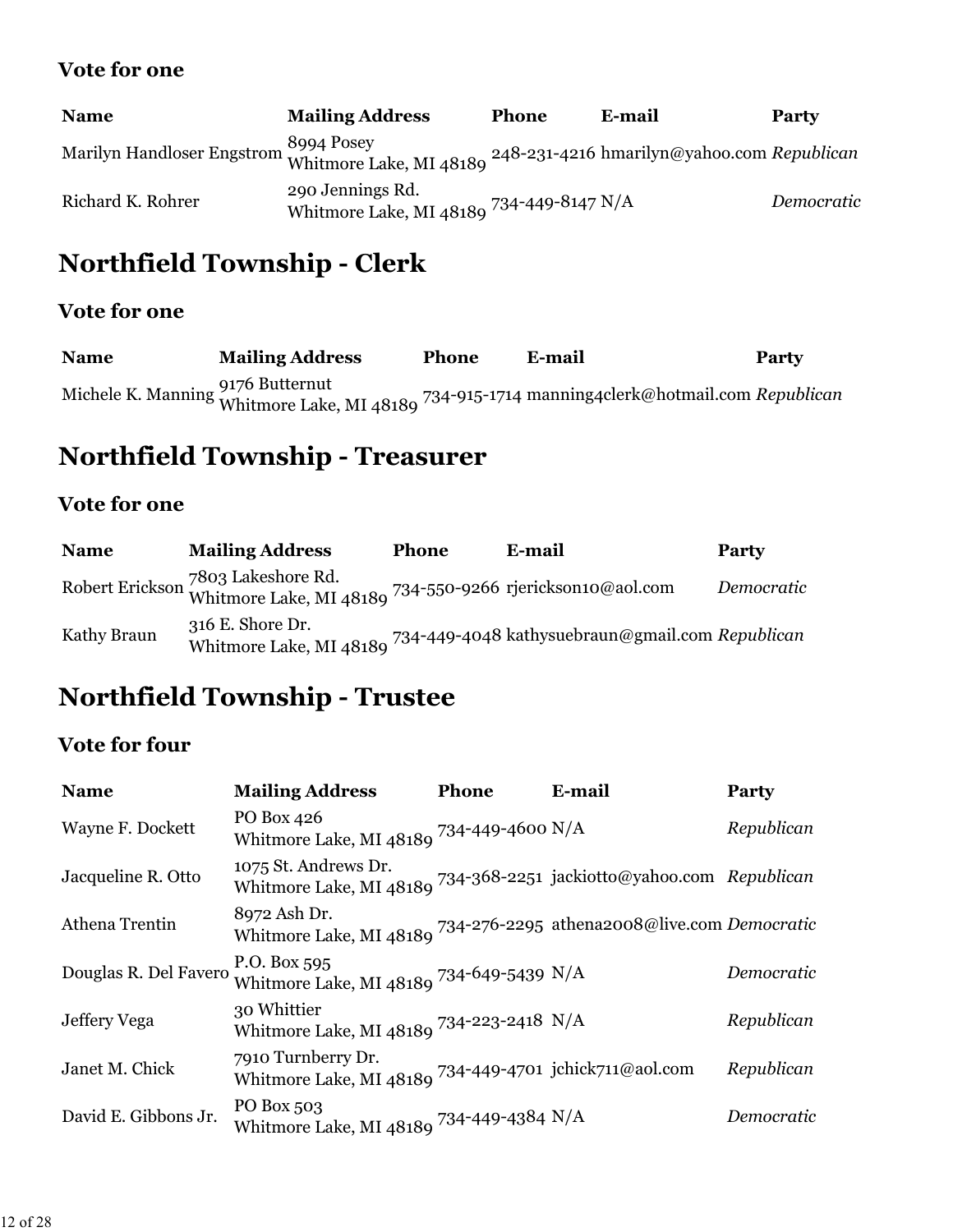### Vote for one

| Name | Mailing Address | Phone | E-mail | Party |
|---|---|---|---|---|
| Marilyn Handloser Engstrom | 8994 Posey Whitmore Lake, MI 48189 | 248-231-4216 | hmarilyn@yahoo.com | *Republican* |
| Richard K. Rohrer | 290 Jennings Rd. Whitmore Lake, MI 48189 | 734-449-8147 | N/A | *Democratic* |

## Northfield Township - Clerk

### Vote for one

| Name | Mailing Address | Phone | E-mail | Party |
|---|---|---|---|---|
| Michele K. Manning | 9176 Butternut Whitmore Lake, MI 48189 | 734-915-1714 | manning4clerk@hotmail.com | *Republican* |

## Northfield Township - Treasurer

### Vote for one

| Name | Mailing Address | Phone | E-mail | Party |
|---|---|---|---|---|
| Robert Erickson | 7803 Lakeshore Rd. Whitmore Lake, MI 48189 | 734-550-9266 | rjerickson10@aol.com | *Democratic* |
| Kathy Braun | 316 E. Shore Dr. Whitmore Lake, MI 48189 | 734-449-4048 | kathysuebraun@gmail.com | *Republican* |

## Northfield Township - Trustee

### Vote for four

| Name | Mailing Address | Phone | E-mail | Party |
|---|---|---|---|---|
| Wayne F. Dockett | PO Box 426 Whitmore Lake, MI 48189 | 734-449-4600 | N/A | *Republican* |
| Jacqueline R. Otto | 1075 St. Andrews Dr. Whitmore Lake, MI 48189 | 734-368-2251 | jackiotto@yahoo.com | *Republican* |
| Athena Trentin | 8972 Ash Dr. Whitmore Lake, MI 48189 | 734-276-2295 | athena2008@live.com | *Democratic* |
| Douglas R. Del Favero | P.O. Box 595 Whitmore Lake, MI 48189 | 734-649-5439 | N/A | *Democratic* |
| Jeffery Vega | 30 Whittier Whitmore Lake, MI 48189 | 734-223-2418 | N/A | *Republican* |
| Janet M. Chick | 7910 Turnberry Dr. Whitmore Lake, MI 48189 | 734-449-4701 | jchick711@aol.com | *Republican* |
| David E. Gibbons Jr. | PO Box 503 Whitmore Lake, MI 48189 | 734-449-4384 | N/A | *Democratic* |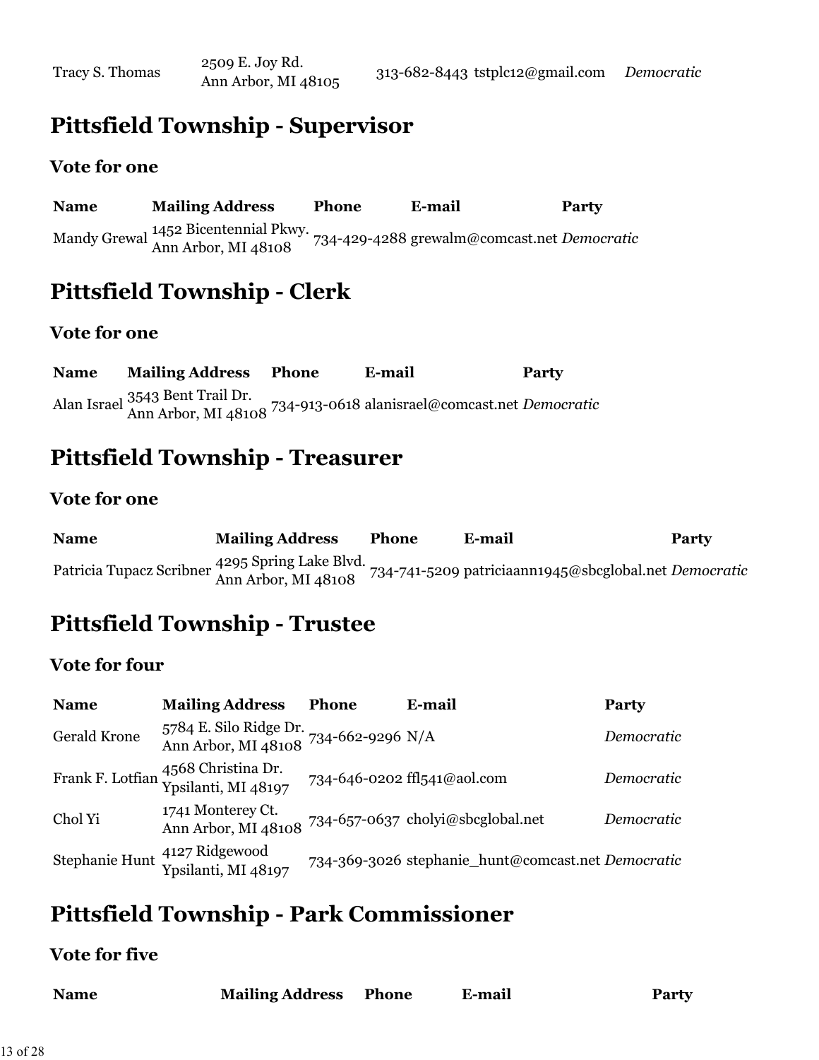| | | | | |
|---|---|---|---|---|
| Tracy S. Thomas | 2509 E. Joy Rd. Ann Arbor, MI 48105 | 313-682-8443 | tstplc12@gmail.com | *Democratic* |

## Pittsfield Township - Supervisor

### Vote for one

| Name | Mailing Address | Phone | E-mail | Party |
|---|---|---|---|---|
| Mandy Grewal | 1452 Bicentennial Pkwy. Ann Arbor, MI 48108 | 734-429-4288 | grewalm@comcast.net | *Democratic* |

## Pittsfield Township - Clerk

### Vote for one

| Name | Mailing Address | Phone | E-mail | Party |
|---|---|---|---|---|
| Alan Israel | 3543 Bent Trail Dr. Ann Arbor, MI 48108 | 734-913-0618 | alanisrael@comcast.net | *Democratic* |

## Pittsfield Township - Treasurer

### Vote for one

| Name | Mailing Address | Phone | E-mail | Party |
|---|---|---|---|---|
| Patricia Tupacz Scribner | 4295 Spring Lake Blvd. Ann Arbor, MI 48108 | 734-741-5209 | patriciaann1945@sbcglobal.net | *Democratic* |

## Pittsfield Township - Trustee

### Vote for four

| Name | Mailing Address | Phone | E-mail | Party |
|---|---|---|---|---|
| Gerald Krone | 5784 E. Silo Ridge Dr. Ann Arbor, MI 48108 | 734-662-9296 | N/A | *Democratic* |
| Frank F. Lotfian | 4568 Christina Dr. Ypsilanti, MI 48197 | 734-646-0202 | ffl541@aol.com | *Democratic* |
| Chol Yi | 1741 Monterey Ct. Ann Arbor, MI 48108 | 734-657-0637 | cholyi@sbcglobal.net | *Democratic* |
| Stephanie Hunt | 4127 Ridgewood Ypsilanti, MI 48197 | 734-369-3026 | stephanie_hunt@comcast.net | *Democratic* |

## Pittsfield Township - Park Commissioner

### Vote for five

| Name | Mailing Address | Phone | E-mail | Party |
|---|---|---|---|---|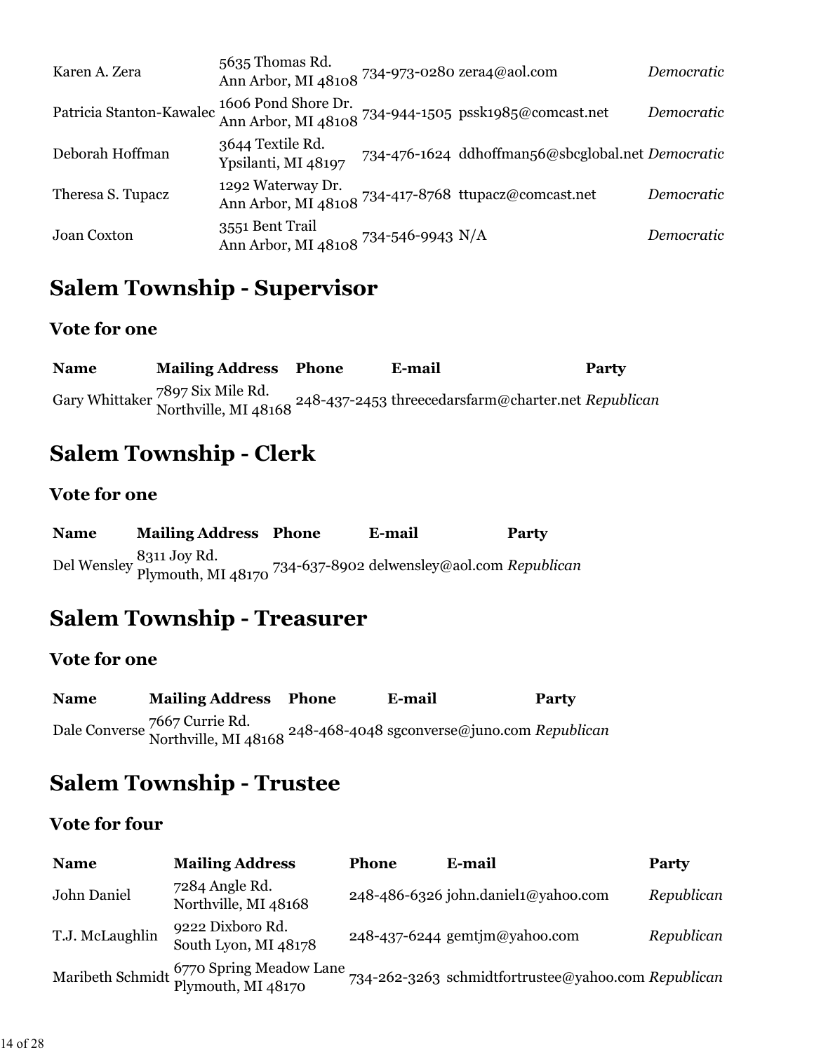| | | | | |
|---|---|---|---|---|
| Karen A. Zera | 5635 Thomas Rd.<br>Ann Arbor, MI 48108 | 734-973-0280 | zera4@aol.com | *Democratic* |
| Patricia Stanton-Kawalec | 1606 Pond Shore Dr.<br>Ann Arbor, MI 48108 | 734-944-1505 | pssk1985@comcast.net | *Democratic* |
| Deborah Hoffman | 3644 Textile Rd.<br>Ypsilanti, MI 48197 | 734-476-1624 | ddhoffman56@sbcglobal.net | *Democratic* |
| Theresa S. Tupacz | 1292 Waterway Dr.<br>Ann Arbor, MI 48108 | 734-417-8768 | ttupacz@comcast.net | *Democratic* |
| Joan Coxton | 3551 Bent Trail<br>Ann Arbor, MI 48108 | 734-546-9943 | N/A | *Democratic* |

## Salem Township - Supervisor

### Vote for one

| Name | Mailing Address | Phone | E-mail | Party |
|---|---|---|---|---|
| Gary Whittaker | 7897 Six Mile Rd.<br>Northville, MI 48168 | 248-437-2453 | threecedarsfarm@charter.net | *Republican* |

## Salem Township - Clerk

### Vote for one

| Name | Mailing Address | Phone | E-mail | Party |
|---|---|---|---|---|
| Del Wensley | 8311 Joy Rd.<br>Plymouth, MI 48170 | 734-637-8902 | delwensley@aol.com | *Republican* |

## Salem Township - Treasurer

### Vote for one

| Name | Mailing Address | Phone | E-mail | Party |
|---|---|---|---|---|
| Dale Converse | 7667 Currie Rd.<br>Northville, MI 48168 | 248-468-4048 | sgconverse@juno.com | *Republican* |

## Salem Township - Trustee

### Vote for four

| Name | Mailing Address | Phone | E-mail | Party |
|---|---|---|---|---|
| John Daniel | 7284 Angle Rd.<br>Northville, MI 48168 | 248-486-6326 | john.daniel1@yahoo.com | *Republican* |
| T.J. McLaughlin | 9222 Dixboro Rd.<br>South Lyon, MI 48178 | 248-437-6244 | gemtjm@yahoo.com | *Republican* |
| Maribeth Schmidt | 6770 Spring Meadow Lane<br>Plymouth, MI 48170 | 734-262-3263 | schmidtfortrustee@yahoo.com | *Republican* |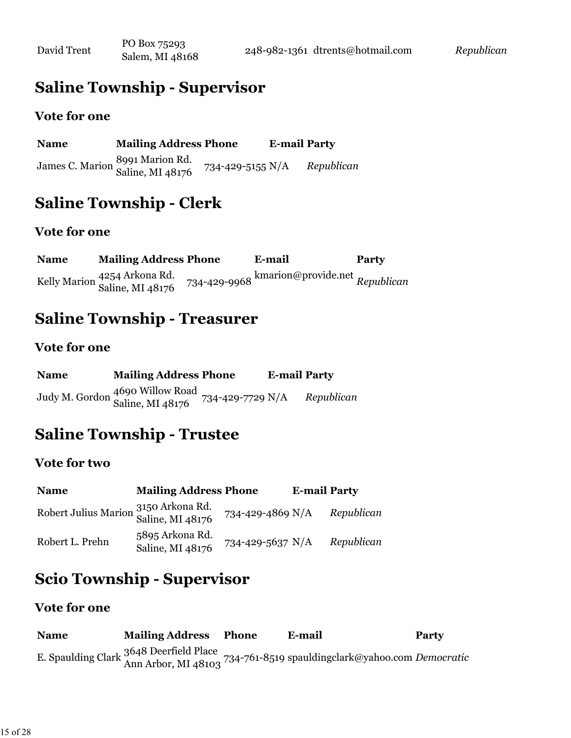| | | | | |
|---|---|---|---|---|
| David Trent | PO Box 75293 Salem, MI 48168 | 248-982-1361 | dtrents@hotmail.com | *Republican* |

## Saline Township - Supervisor

### Vote for one

| Name | Mailing Address | Phone | E-mail | Party |
|---|---|---|---|---|
| James C. Marion | 8991 Marion Rd. Saline, MI 48176 | 734-429-5155 | N/A | *Republican* |

## Saline Township - Clerk

### Vote for one

| Name | Mailing Address | Phone | E-mail | Party |
|---|---|---|---|---|
| Kelly Marion | 4254 Arkona Rd. Saline, MI 48176 | 734-429-9968 | kmarion@provide.net | *Republican* |

## Saline Township - Treasurer

### Vote for one

| Name | Mailing Address | Phone | E-mail | Party |
|---|---|---|---|---|
| Judy M. Gordon | 4690 Willow Road Saline, MI 48176 | 734-429-7729 | N/A | *Republican* |

## Saline Township - Trustee

### Vote for two

| Name | Mailing Address | Phone | E-mail | Party |
|---|---|---|---|---|
| Robert Julius Marion | 3150 Arkona Rd. Saline, MI 48176 | 734-429-4869 | N/A | *Republican* |
| Robert L. Prehn | 5895 Arkona Rd. Saline, MI 48176 | 734-429-5637 | N/A | *Republican* |

## Scio Township - Supervisor

### Vote for one

| Name | Mailing Address | Phone | E-mail | Party |
|---|---|---|---|---|
| E. Spaulding Clark | 3648 Deerfield Place Ann Arbor, MI 48103 | 734-761-8519 | spauldingclark@yahoo.com | *Democratic* |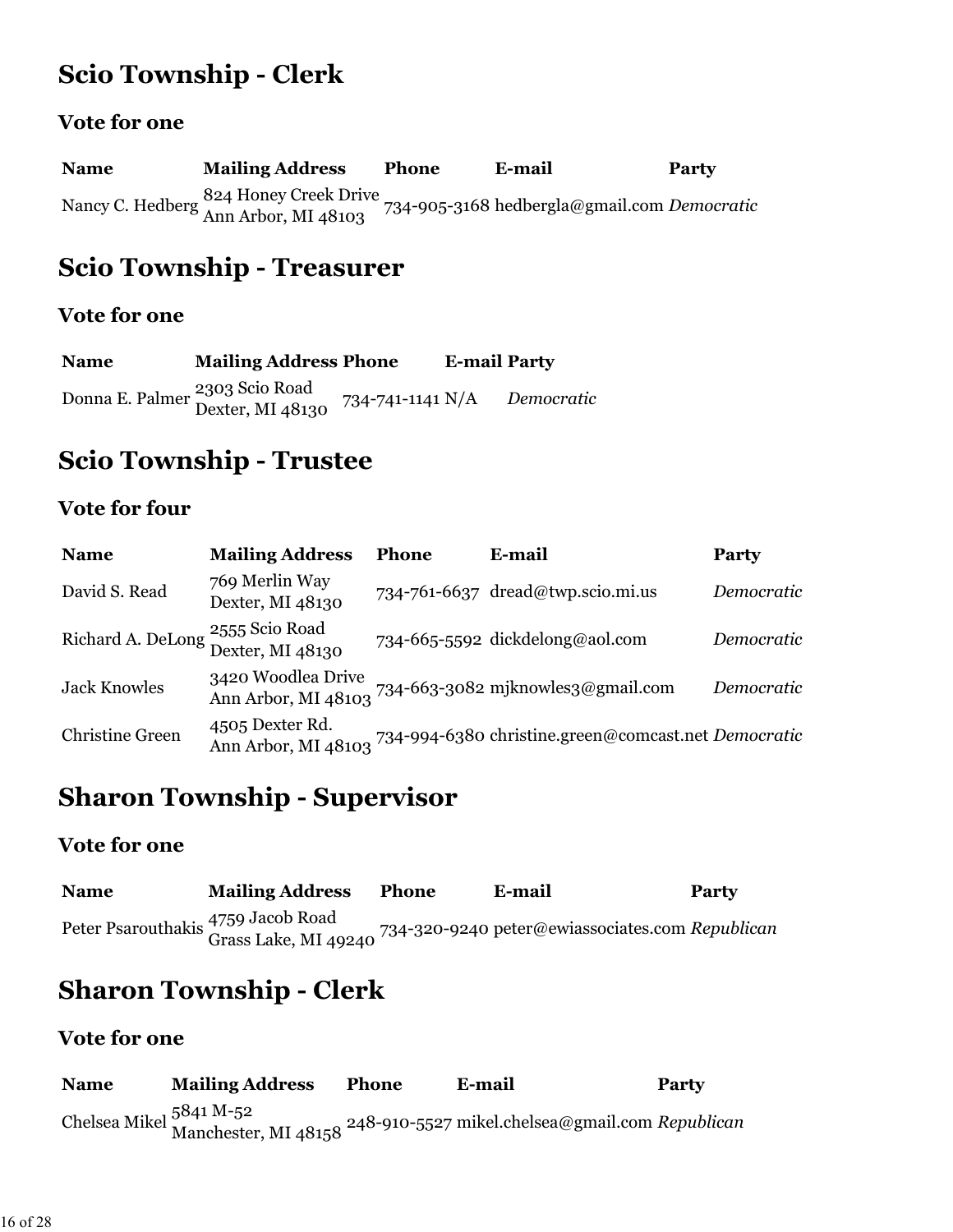## Scio Township - Clerk

### Vote for one

| Name | Mailing Address | Phone | E-mail | Party |
|---|---|---|---|---|
| Nancy C. Hedberg | 824 Honey Creek Drive Ann Arbor, MI 48103 | 734-905-3168 | hedbergla@gmail.com | *Democratic* |

## Scio Township - Treasurer

### Vote for one

| Name | Mailing Address | Phone | E-mail | Party |
|---|---|---|---|---|
| Donna E. Palmer | 2303 Scio Road Dexter, MI 48130 | 734-741-1141 | N/A | *Democratic* |

## Scio Township - Trustee

### Vote for four

| Name | Mailing Address | Phone | E-mail | Party |
|---|---|---|---|---|
| David S. Read | 769 Merlin Way Dexter, MI 48130 | 734-761-6637 | dread@twp.scio.mi.us | *Democratic* |
| Richard A. DeLong | 2555 Scio Road Dexter, MI 48130 | 734-665-5592 | dickdelong@aol.com | *Democratic* |
| Jack Knowles | 3420 Woodlea Drive Ann Arbor, MI 48103 | 734-663-3082 | mjknowles3@gmail.com | *Democratic* |
| Christine Green | 4505 Dexter Rd. Ann Arbor, MI 48103 | 734-994-6380 | christine.green@comcast.net | *Democratic* |

## Sharon Township - Supervisor

### Vote for one

| Name | Mailing Address | Phone | E-mail | Party |
|---|---|---|---|---|
| Peter Psarouthakis | 4759 Jacob Road Grass Lake, MI 49240 | 734-320-9240 | peter@ewiassociates.com | *Republican* |

## Sharon Township - Clerk

### Vote for one

| Name | Mailing Address | Phone | E-mail | Party |
|---|---|---|---|---|
| Chelsea Mikel | 5841 M-52 Manchester, MI 48158 | 248-910-5527 | mikel.chelsea@gmail.com | *Republican* |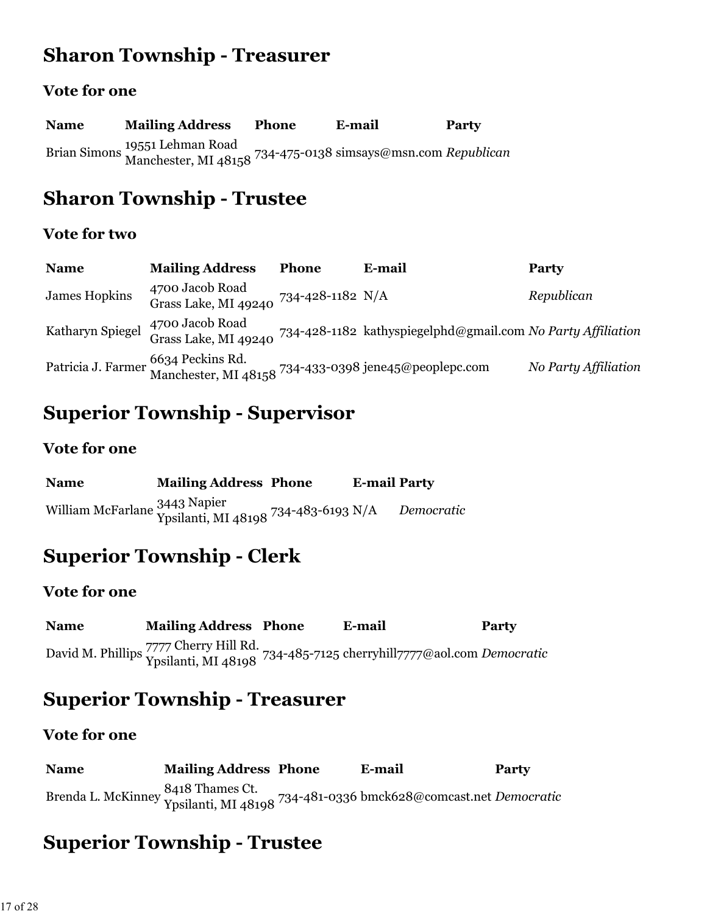## Sharon Township - Treasurer

### Vote for one

| Name | Mailing Address | Phone | E-mail | Party |
| --- | --- | --- | --- | --- |
| Brian Simons | 19551 Lehman Road Manchester, MI 48158 | 734-475-0138 | simsays@msn.com | *Republican* |

## Sharon Township - Trustee

### Vote for two

| Name | Mailing Address | Phone | E-mail | Party |
| --- | --- | --- | --- | --- |
| James Hopkins | 4700 Jacob Road Grass Lake, MI 49240 | 734-428-1182 | N/A | *Republican* |
| Katharyn Spiegel | 4700 Jacob Road Grass Lake, MI 49240 | 734-428-1182 | kathyspiegelphd@gmail.com | *No Party Affiliation* |
| Patricia J. Farmer | 6634 Peckins Rd. Manchester, MI 48158 | 734-433-0398 | jene45@peoplepc.com | *No Party Affiliation* |

## Superior Township - Supervisor

### Vote for one

| Name | Mailing Address | Phone | E-mail | Party |
| --- | --- | --- | --- | --- |
| William McFarlane | 3443 Napier Ypsilanti, MI 48198 | 734-483-6193 | N/A | *Democratic* |

## Superior Township - Clerk

### Vote for one

| Name | Mailing Address | Phone | E-mail | Party |
| --- | --- | --- | --- | --- |
| David M. Phillips | 7777 Cherry Hill Rd. Ypsilanti, MI 48198 | 734-485-7125 | cherryhill7777@aol.com | *Democratic* |

## Superior Township - Treasurer

### Vote for one

| Name | Mailing Address | Phone | E-mail | Party |
| --- | --- | --- | --- | --- |
| Brenda L. McKinney | 8418 Thames Ct. Ypsilanti, MI 48198 | 734-481-0336 | bmck628@comcast.net | *Democratic* |

## Superior Township - Trustee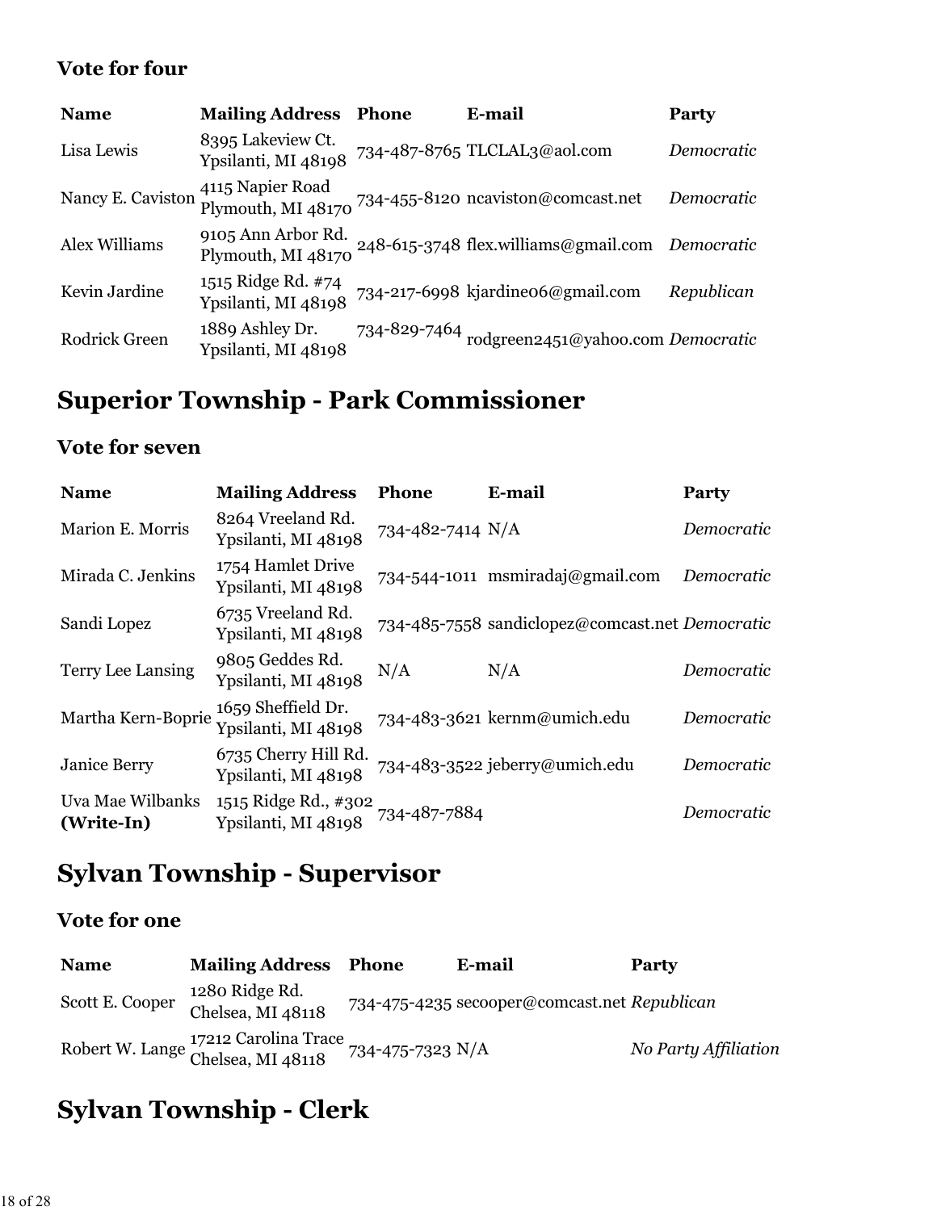### Vote for four

| Name | Mailing Address | Phone | E-mail | Party |
|---|---|---|---|---|
| Lisa Lewis | 8395 Lakeview Ct. Ypsilanti, MI 48198 | 734-487-8765 | TLCLAL3@aol.com | *Democratic* |
| Nancy E. Caviston | 4115 Napier Road Plymouth, MI 48170 | 734-455-8120 | ncaviston@comcast.net | *Democratic* |
| Alex Williams | 9105 Ann Arbor Rd. Plymouth, MI 48170 | 248-615-3748 | flex.williams@gmail.com | *Democratic* |
| Kevin Jardine | 1515 Ridge Rd. #74 Ypsilanti, MI 48198 | 734-217-6998 | kjardine06@gmail.com | *Republican* |
| Rodrick Green | 1889 Ashley Dr. Ypsilanti, MI 48198 | 734-829-7464 | rodgreen2451@yahoo.com | *Democratic* |

## Superior Township - Park Commissioner

### Vote for seven

| Name | Mailing Address | Phone | E-mail | Party |
|---|---|---|---|---|
| Marion E. Morris | 8264 Vreeland Rd. Ypsilanti, MI 48198 | 734-482-7414 | N/A | *Democratic* |
| Mirada C. Jenkins | 1754 Hamlet Drive Ypsilanti, MI 48198 | 734-544-1011 | msmiradaj@gmail.com | *Democratic* |
| Sandi Lopez | 6735 Vreeland Rd. Ypsilanti, MI 48198 | 734-485-7558 | sandiclopez@comcast.net | *Democratic* |
| Terry Lee Lansing | 9805 Geddes Rd. Ypsilanti, MI 48198 | N/A | N/A | *Democratic* |
| Martha Kern-Boprie | 1659 Sheffield Dr. Ypsilanti, MI 48198 | 734-483-3621 | kernm@umich.edu | *Democratic* |
| Janice Berry | 6735 Cherry Hill Rd. Ypsilanti, MI 48198 | 734-483-3522 | jeberry@umich.edu | *Democratic* |
| Uva Mae Wilbanks **(Write-In)** | 1515 Ridge Rd., #302 Ypsilanti, MI 48198 | 734-487-7884 | | *Democratic* |

## Sylvan Township - Supervisor

### Vote for one

| Name | Mailing Address | Phone | E-mail | Party |
|---|---|---|---|---|
| Scott E. Cooper | 1280 Ridge Rd. Chelsea, MI 48118 | 734-475-4235 | secooper@comcast.net | *Republican* |
| Robert W. Lange | 17212 Carolina Trace Chelsea, MI 48118 | 734-475-7323 | N/A | *No Party Affiliation* |

## Sylvan Township - Clerk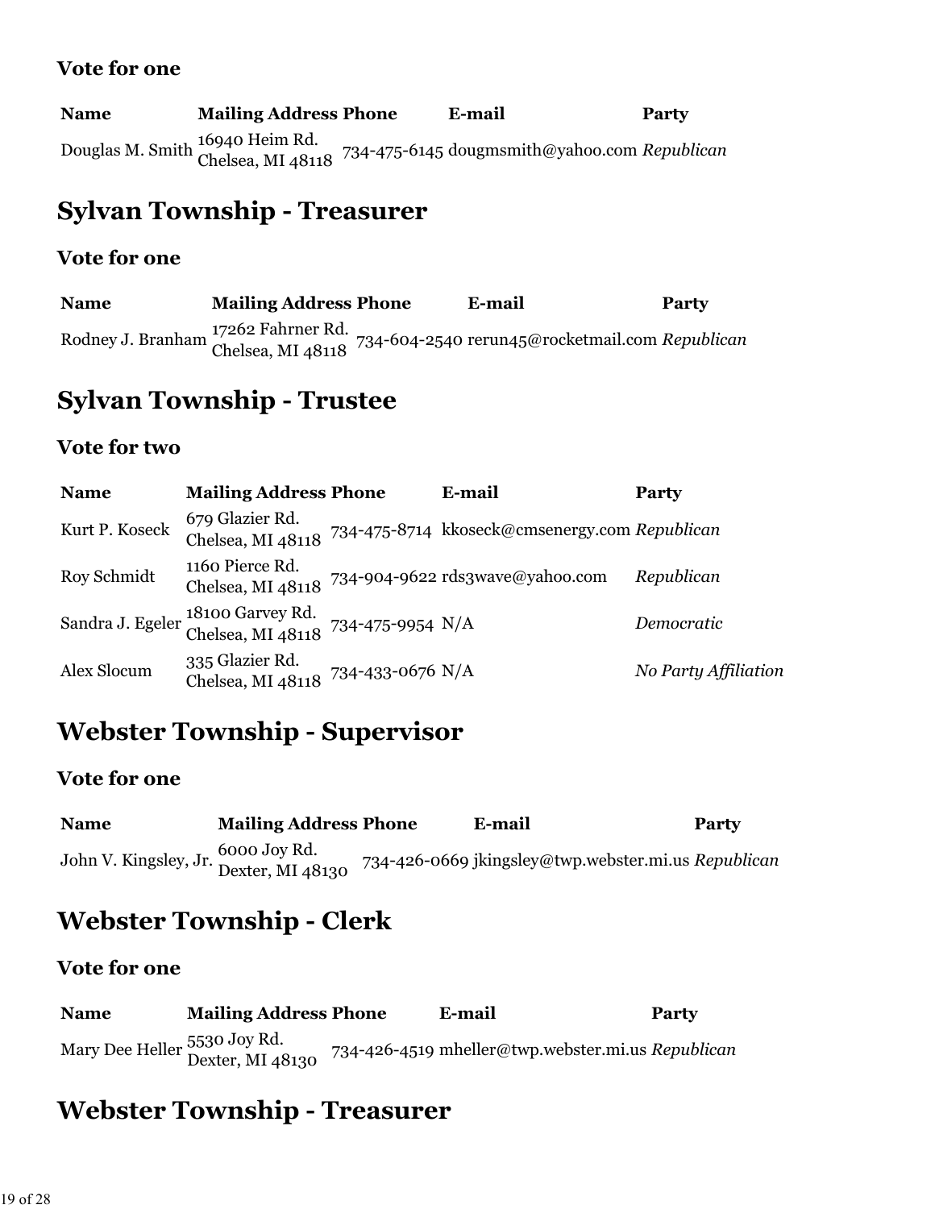### Vote for one

| Name | Mailing Address | Phone | E-mail | Party |
| --- | --- | --- | --- | --- |
| Douglas M. Smith | 16940 Heim Rd. Chelsea, MI 48118 | 734-475-6145 | dougmsmith@yahoo.com | *Republican* |

## Sylvan Township - Treasurer

### Vote for one

| Name | Mailing Address | Phone | E-mail | Party |
| --- | --- | --- | --- | --- |
| Rodney J. Branham | 17262 Fahrner Rd. Chelsea, MI 48118 | 734-604-2540 | rerun45@rocketmail.com | *Republican* |

## Sylvan Township - Trustee

### Vote for two

| Name | Mailing Address | Phone | E-mail | Party |
| --- | --- | --- | --- | --- |
| Kurt P. Koseck | 679 Glazier Rd. Chelsea, MI 48118 | 734-475-8714 | kkoseck@cmsenergy.com | *Republican* |
| Roy Schmidt | 1160 Pierce Rd. Chelsea, MI 48118 | 734-904-9622 | rds3wave@yahoo.com | *Republican* |
| Sandra J. Egeler | 18100 Garvey Rd. Chelsea, MI 48118 | 734-475-9954 | N/A | *Democratic* |
| Alex Slocum | 335 Glazier Rd. Chelsea, MI 48118 | 734-433-0676 | N/A | *No Party Affiliation* |

## Webster Township - Supervisor

### Vote for one

| Name | Mailing Address | Phone | E-mail | Party |
| --- | --- | --- | --- | --- |
| John V. Kingsley, Jr. | 6000 Joy Rd. Dexter, MI 48130 | 734-426-0669 | jkingsley@twp.webster.mi.us | *Republican* |

## Webster Township - Clerk

### Vote for one

| Name | Mailing Address | Phone | E-mail | Party |
| --- | --- | --- | --- | --- |
| Mary Dee Heller | 5530 Joy Rd. Dexter, MI 48130 | 734-426-4519 | mheller@twp.webster.mi.us | *Republican* |

## Webster Township - Treasurer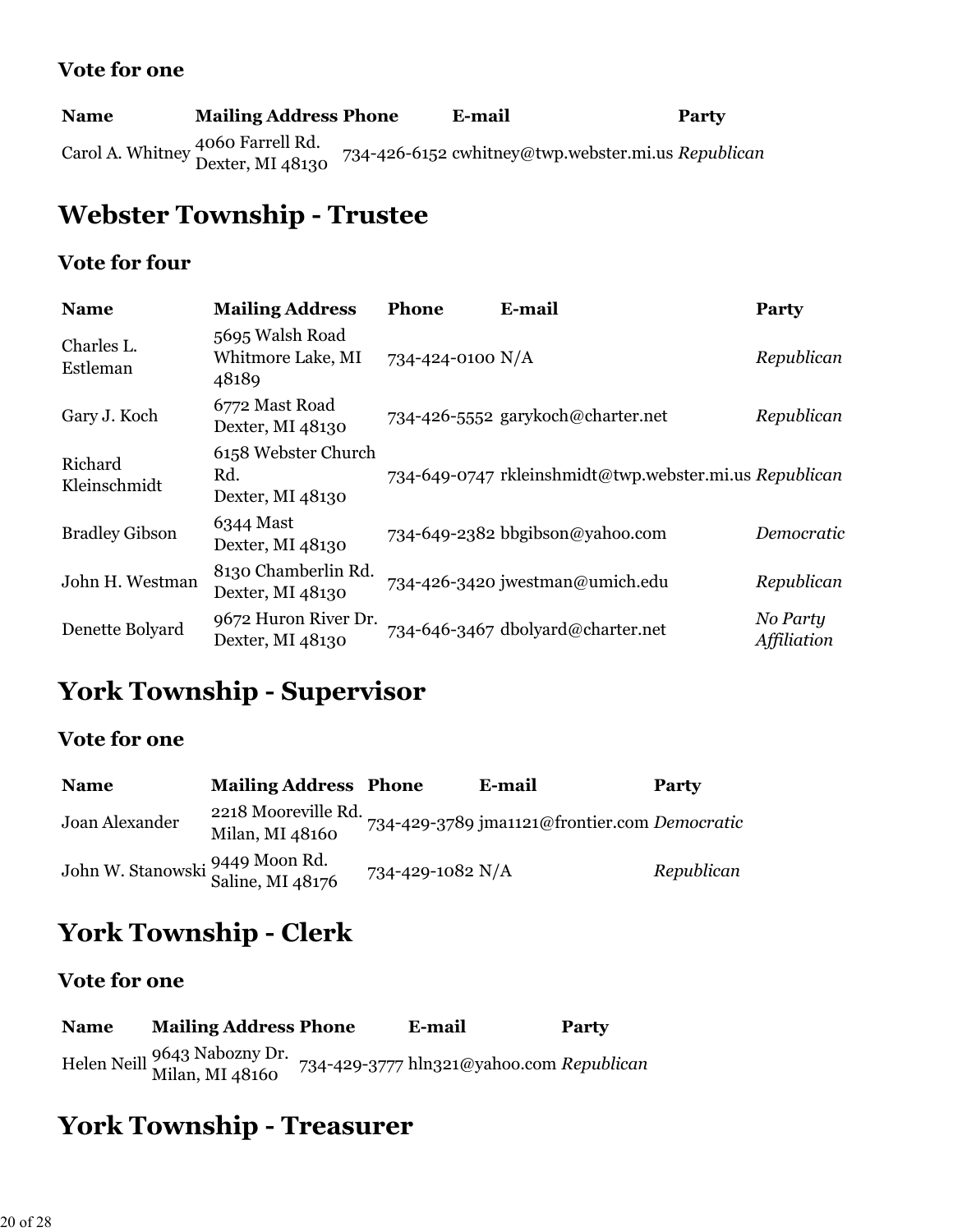### Vote for one

| Name | Mailing Address | Phone | E-mail | Party |
|---|---|---|---|---|
| Carol A. Whitney | 4060 Farrell Rd. Dexter, MI 48130 | 734-426-6152 | cwhitney@twp.webster.mi.us | *Republican* |

## Webster Township - Trustee

### Vote for four

| Name | Mailing Address | Phone | E-mail | Party |
|---|---|---|---|---|
| Charles L. Estleman | 5695 Walsh Road Whitmore Lake, MI 48189 | 734-424-0100 | N/A | *Republican* |
| Gary J. Koch | 6772 Mast Road Dexter, MI 48130 | 734-426-5552 | garykoch@charter.net | *Republican* |
| Richard Kleinschmidt | 6158 Webster Church Rd. Dexter, MI 48130 | 734-649-0747 | rkleinshmidt@twp.webster.mi.us | *Republican* |
| Bradley Gibson | 6344 Mast Dexter, MI 48130 | 734-649-2382 | bbgibson@yahoo.com | *Democratic* |
| John H. Westman | 8130 Chamberlin Rd. Dexter, MI 48130 | 734-426-3420 | jwestman@umich.edu | *Republican* |
| Denette Bolyard | 9672 Huron River Dr. Dexter, MI 48130 | 734-646-3467 | dbolyard@charter.net | *No Party Affiliation* |

## York Township - Supervisor

### Vote for one

| Name | Mailing Address | Phone | E-mail | Party |
|---|---|---|---|---|
| Joan Alexander | 2218 Mooreville Rd. Milan, MI 48160 | 734-429-3789 | jma1121@frontier.com | *Democratic* |
| John W. Stanowski | 9449 Moon Rd. Saline, MI 48176 | 734-429-1082 | N/A | *Republican* |

## York Township - Clerk

### Vote for one

| Name | Mailing Address | Phone | E-mail | Party |
|---|---|---|---|---|
| Helen Neill | 9643 Nabozny Dr. Milan, MI 48160 | 734-429-3777 | hln321@yahoo.com | *Republican* |

## York Township - Treasurer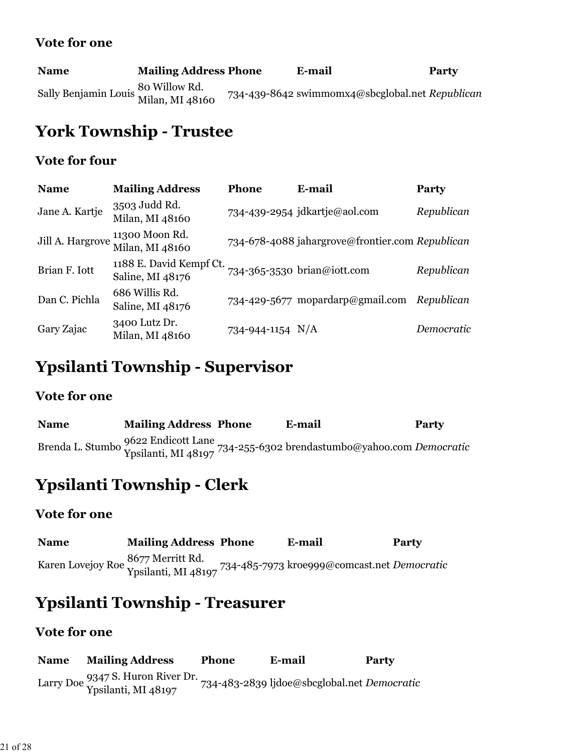### Vote for one

| Name | Mailing Address | Phone | E-mail | Party |
| --- | --- | --- | --- | --- |
| Sally Benjamin Louis | 80 Willow Rd. Milan, MI 48160 | 734-439-8642 | swimmomx4@sbcglobal.net | *Republican* |

## York Township - Trustee

### Vote for four

| Name | Mailing Address | Phone | E-mail | Party |
| --- | --- | --- | --- | --- |
| Jane A. Kartje | 3503 Judd Rd. Milan, MI 48160 | 734-439-2954 | jdkartje@aol.com | *Republican* |
| Jill A. Hargrove | 11300 Moon Rd. Milan, MI 48160 | 734-678-4088 | jahargrove@frontier.com | *Republican* |
| Brian F. Iott | 1188 E. David Kempf Ct. Saline, MI 48176 | 734-365-3530 | brian@iott.com | *Republican* |
| Dan C. Pichla | 686 Willis Rd. Saline, MI 48176 | 734-429-5677 | mopardarp@gmail.com | *Republican* |
| Gary Zajac | 3400 Lutz Dr. Milan, MI 48160 | 734-944-1154 | N/A | *Democratic* |

## Ypsilanti Township - Supervisor

### Vote for one

| Name | Mailing Address | Phone | E-mail | Party |
| --- | --- | --- | --- | --- |
| Brenda L. Stumbo | 9622 Endicott Lane Ypsilanti, MI 48197 | 734-255-6302 | brendastumbo@yahoo.com | *Democratic* |

## Ypsilanti Township - Clerk

### Vote for one

| Name | Mailing Address | Phone | E-mail | Party |
| --- | --- | --- | --- | --- |
| Karen Lovejoy Roe | 8677 Merritt Rd. Ypsilanti, MI 48197 | 734-485-7973 | kroe999@comcast.net | *Democratic* |

## Ypsilanti Township - Treasurer

### Vote for one

| Name | Mailing Address | Phone | E-mail | Party |
| --- | --- | --- | --- | --- |
| Larry Doe | 9347 S. Huron River Dr. Ypsilanti, MI 48197 | 734-483-2839 | ljdoe@sbcglobal.net | *Democratic* |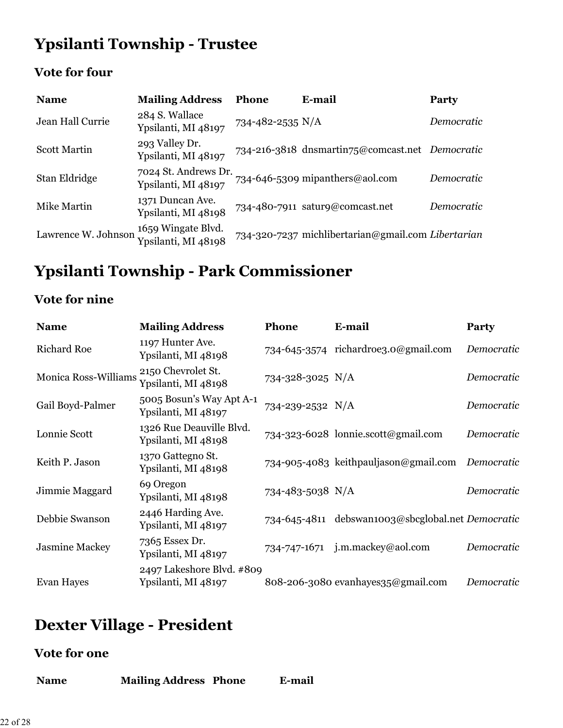## Ypsilanti Township - Trustee

### Vote for four

| Name | Mailing Address | Phone | E-mail | Party |
|---|---|---|---|---|
| Jean Hall Currie | 284 S. Wallace Ypsilanti, MI 48197 | 734-482-2535 | N/A | *Democratic* |
| Scott Martin | 293 Valley Dr. Ypsilanti, MI 48197 | 734-216-3818 | dnsmartin75@comcast.net | *Democratic* |
| Stan Eldridge | 7024 St. Andrews Dr. Ypsilanti, MI 48197 | 734-646-5309 | mipanthers@aol.com | *Democratic* |
| Mike Martin | 1371 Duncan Ave. Ypsilanti, MI 48198 | 734-480-7911 | satur9@comcast.net | *Democratic* |
| Lawrence W. Johnson | 1659 Wingate Blvd. Ypsilanti, MI 48198 | 734-320-7237 | michlibertarian@gmail.com | *Libertarian* |

## Ypsilanti Township - Park Commissioner

### Vote for nine

| Name | Mailing Address | Phone | E-mail | Party |
|---|---|---|---|---|
| Richard Roe | 1197 Hunter Ave. Ypsilanti, MI 48198 | 734-645-3574 | richardroe3.0@gmail.com | *Democratic* |
| Monica Ross-Williams | 2150 Chevrolet St. Ypsilanti, MI 48198 | 734-328-3025 | N/A | *Democratic* |
| Gail Boyd-Palmer | 5005 Bosun's Way Apt A-1 Ypsilanti, MI 48197 | 734-239-2532 | N/A | *Democratic* |
| Lonnie Scott | 1326 Rue Deauville Blvd. Ypsilanti, MI 48198 | 734-323-6028 | lonnie.scott@gmail.com | *Democratic* |
| Keith P. Jason | 1370 Gattegno St. Ypsilanti, MI 48198 | 734-905-4083 | keithpauljason@gmail.com | *Democratic* |
| Jimmie Maggard | 69 Oregon Ypsilanti, MI 48198 | 734-483-5038 | N/A | *Democratic* |
| Debbie Swanson | 2446 Harding Ave. Ypsilanti, MI 48197 | 734-645-4811 | debswan1003@sbcglobal.net | *Democratic* |
| Jasmine Mackey | 7365 Essex Dr. Ypsilanti, MI 48197 | 734-747-1671 | j.m.mackey@aol.com | *Democratic* |
| Evan Hayes | 2497 Lakeshore Blvd. #809 Ypsilanti, MI 48197 | 808-206-3080 | evanhayes35@gmail.com | *Democratic* |

## Dexter Village - President

### Vote for one

| Name | Mailing Address | Phone | E-mail |
|---|---|---|---|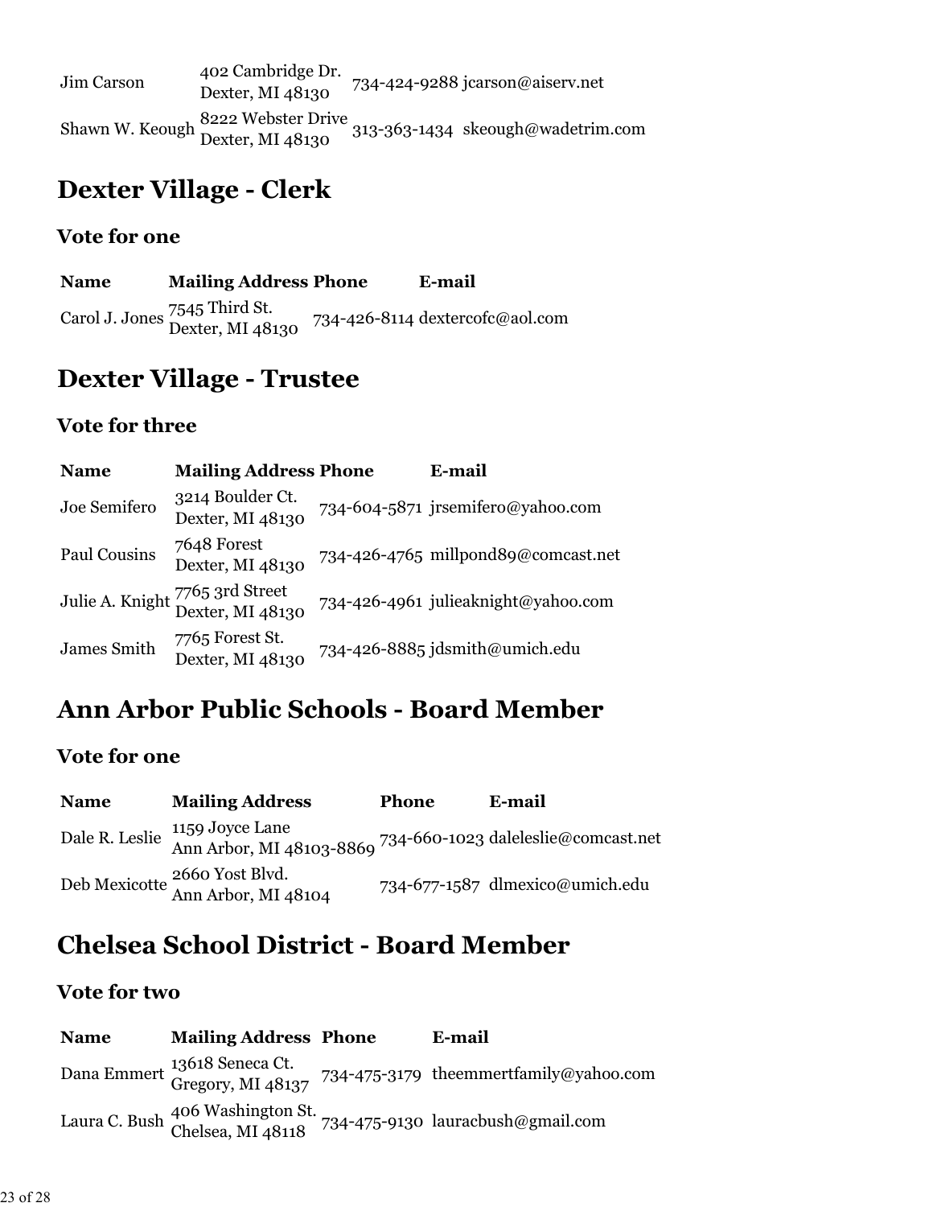| Name | Mailing Address | Phone | E-mail |
|---|---|---|---|
| Jim Carson | 402 Cambridge Dr. Dexter, MI 48130 | 734-424-9288 | jcarson@aiserv.net |
| Shawn W. Keough | 8222 Webster Drive Dexter, MI 48130 | 313-363-1434 | skeough@wadetrim.com |

## Dexter Village - Clerk

### Vote for one

| Name | Mailing Address | Phone | E-mail |
|---|---|---|---|
| Carol J. Jones | 7545 Third St. Dexter, MI 48130 | 734-426-8114 | dextercofc@aol.com |

## Dexter Village - Trustee

### Vote for three

| Name | Mailing Address | Phone | E-mail |
|---|---|---|---|
| Joe Semifero | 3214 Boulder Ct. Dexter, MI 48130 | 734-604-5871 | jrsemifero@yahoo.com |
| Paul Cousins | 7648 Forest Dexter, MI 48130 | 734-426-4765 | millpond89@comcast.net |
| Julie A. Knight | 7765 3rd Street Dexter, MI 48130 | 734-426-4961 | julieaknight@yahoo.com |
| James Smith | 7765 Forest St. Dexter, MI 48130 | 734-426-8885 | jdsmith@umich.edu |

## Ann Arbor Public Schools - Board Member

### Vote for one

| Name | Mailing Address | Phone | E-mail |
|---|---|---|---|
| Dale R. Leslie | 1159 Joyce Lane Ann Arbor, MI 48103-8869 | 734-660-1023 | daleleslie@comcast.net |
| Deb Mexicotte | 2660 Yost Blvd. Ann Arbor, MI 48104 | 734-677-1587 | dlmexico@umich.edu |

## Chelsea School District - Board Member

### Vote for two

| Name | Mailing Address | Phone | E-mail |
|---|---|---|---|
| Dana Emmert | 13618 Seneca Ct. Gregory, MI 48137 | 734-475-3179 | theemmertfamily@yahoo.com |
| Laura C. Bush | 406 Washington St. Chelsea, MI 48118 | 734-475-9130 | lauracbush@gmail.com |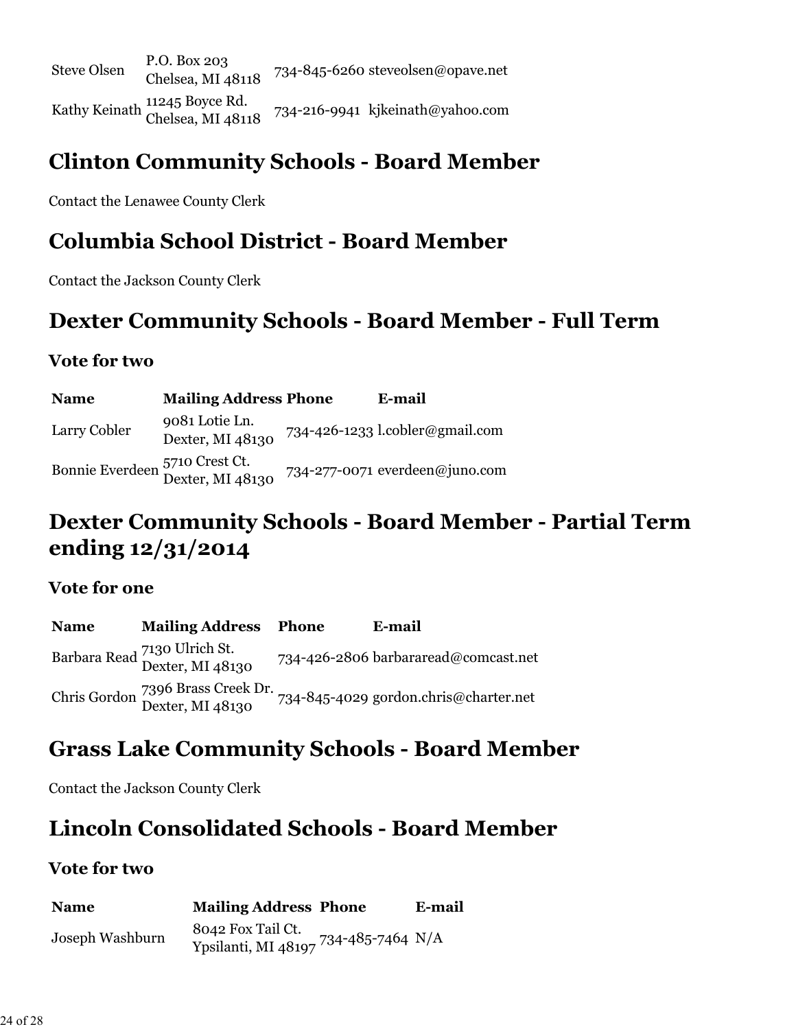| Steve Olsen | P.O. Box 203<br>Chelsea, MI 48118 | 734-845-6260 | steveolsen@opave.net |
|---|---|---|---|
| Kathy Keinath | 11245 Boyce Rd.<br>Chelsea, MI 48118 | 734-216-9941 | kjkeinath@yahoo.com |

## Clinton Community Schools - Board Member

Contact the Lenawee County Clerk

## Columbia School District - Board Member

Contact the Jackson County Clerk

## Dexter Community Schools - Board Member - Full Term

### Vote for two

| Name | Mailing Address | Phone | E-mail |
|---|---|---|---|
| Larry Cobler | 9081 Lotie Ln.<br>Dexter, MI 48130 | 734-426-1233 | l.cobler@gmail.com |
| Bonnie Everdeen | 5710 Crest Ct.<br>Dexter, MI 48130 | 734-277-0071 | everdeen@juno.com |

## Dexter Community Schools - Board Member - Partial Term ending 12/31/2014

### Vote for one

| Name | Mailing Address | Phone | E-mail |
|---|---|---|---|
| Barbara Read | 7130 Ulrich St.<br>Dexter, MI 48130 | 734-426-2806 | barbararead@comcast.net |
| Chris Gordon | 7396 Brass Creek Dr.<br>Dexter, MI 48130 | 734-845-4029 | gordon.chris@charter.net |

## Grass Lake Community Schools - Board Member

Contact the Jackson County Clerk

## Lincoln Consolidated Schools - Board Member

### Vote for two

| Name | Mailing Address | Phone | E-mail |
|---|---|---|---|
| Joseph Washburn | 8042 Fox Tail Ct.<br>Ypsilanti, MI 48197 | 734-485-7464 | N/A |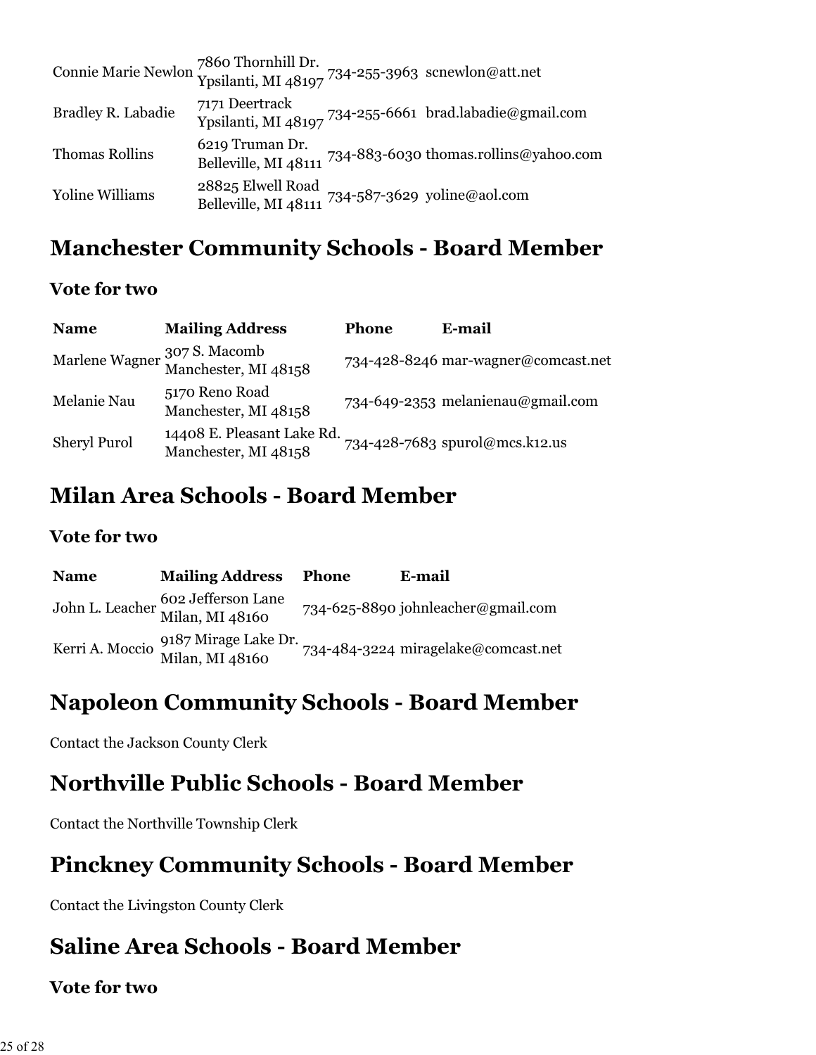| | | | |
|---|---|---|---|
| Connie Marie Newlon | 7860 Thornhill Dr. Ypsilanti, MI 48197 | 734-255-3963 | scnewlon@att.net |
| Bradley R. Labadie | 7171 Deertrack Ypsilanti, MI 48197 | 734-255-6661 | brad.labadie@gmail.com |
| Thomas Rollins | 6219 Truman Dr. Belleville, MI 48111 | 734-883-6030 | thomas.rollins@yahoo.com |
| Yoline Williams | 28825 Elwell Road Belleville, MI 48111 | 734-587-3629 | yoline@aol.com |

## Manchester Community Schools - Board Member

### Vote for two

| Name | Mailing Address | Phone | E-mail |
|---|---|---|---|
| Marlene Wagner | 307 S. Macomb Manchester, MI 48158 | 734-428-8246 | mar-wagner@comcast.net |
| Melanie Nau | 5170 Reno Road Manchester, MI 48158 | 734-649-2353 | melanienau@gmail.com |
| Sheryl Purol | 14408 E. Pleasant Lake Rd. Manchester, MI 48158 | 734-428-7683 | spurol@mcs.k12.us |

## Milan Area Schools - Board Member

### Vote for two

| Name | Mailing Address | Phone | E-mail |
|---|---|---|---|
| John L. Leacher | 602 Jefferson Lane Milan, MI 48160 | 734-625-8890 | johnleacher@gmail.com |
| Kerri A. Moccio | 9187 Mirage Lake Dr. Milan, MI 48160 | 734-484-3224 | miragelake@comcast.net |

## Napoleon Community Schools - Board Member

Contact the Jackson County Clerk

## Northville Public Schools - Board Member

Contact the Northville Township Clerk

## Pinckney Community Schools - Board Member

Contact the Livingston County Clerk

## Saline Area Schools - Board Member

### Vote for two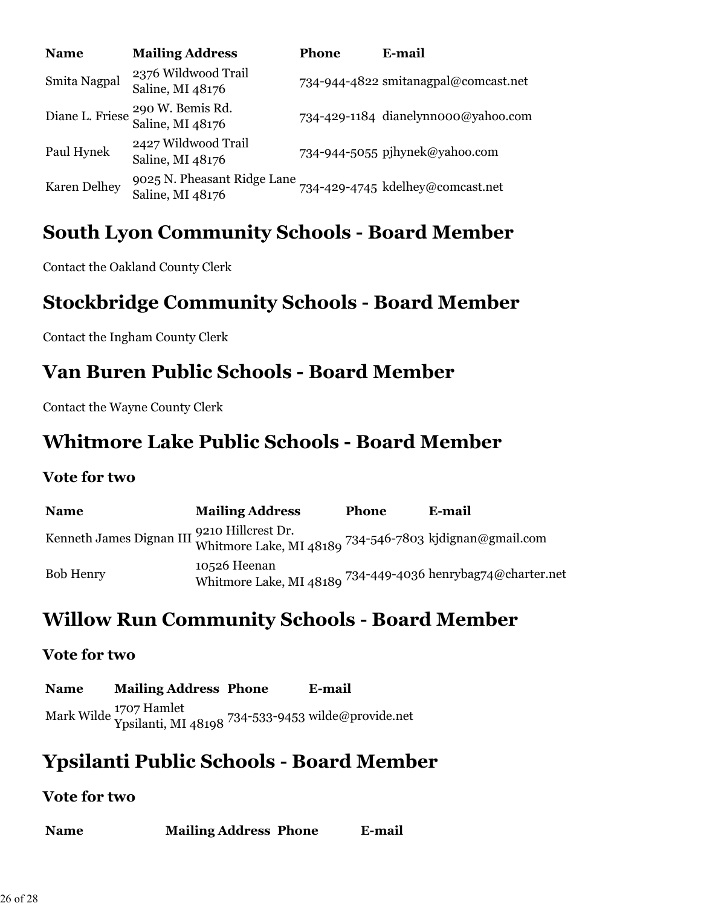| Name | Mailing Address | Phone | E-mail |
|---|---|---|---|
| Smita Nagpal | 2376 Wildwood Trail Saline, MI 48176 | 734-944-4822 | smitanagpal@comcast.net |
| Diane L. Friese | 290 W. Bemis Rd. Saline, MI 48176 | 734-429-1184 | dianelynn000@yahoo.com |
| Paul Hynek | 2427 Wildwood Trail Saline, MI 48176 | 734-944-5055 | pjhynek@yahoo.com |
| Karen Delhey | 9025 N. Pheasant Ridge Lane Saline, MI 48176 | 734-429-4745 | kdelhey@comcast.net |

## South Lyon Community Schools - Board Member

Contact the Oakland County Clerk

## Stockbridge Community Schools - Board Member

Contact the Ingham County Clerk

## Van Buren Public Schools - Board Member

Contact the Wayne County Clerk

## Whitmore Lake Public Schools - Board Member

### Vote for two

| Name | Mailing Address | Phone | E-mail |
|---|---|---|---|
| Kenneth James Dignan III | 9210 Hillcrest Dr. Whitmore Lake, MI 48189 | 734-546-7803 | kjdignan@gmail.com |
| Bob Henry | 10526 Heenan Whitmore Lake, MI 48189 | 734-449-4036 | henrybag74@charter.net |

## Willow Run Community Schools - Board Member

### Vote for two

| Name | Mailing Address | Phone | E-mail |
|---|---|---|---|
| Mark Wilde | 1707 Hamlet Ypsilanti, MI 48198 | 734-533-9453 | wilde@provide.net |

## Ypsilanti Public Schools - Board Member

### Vote for two

| Name | Mailing Address | Phone | E-mail |
|---|---|---|---|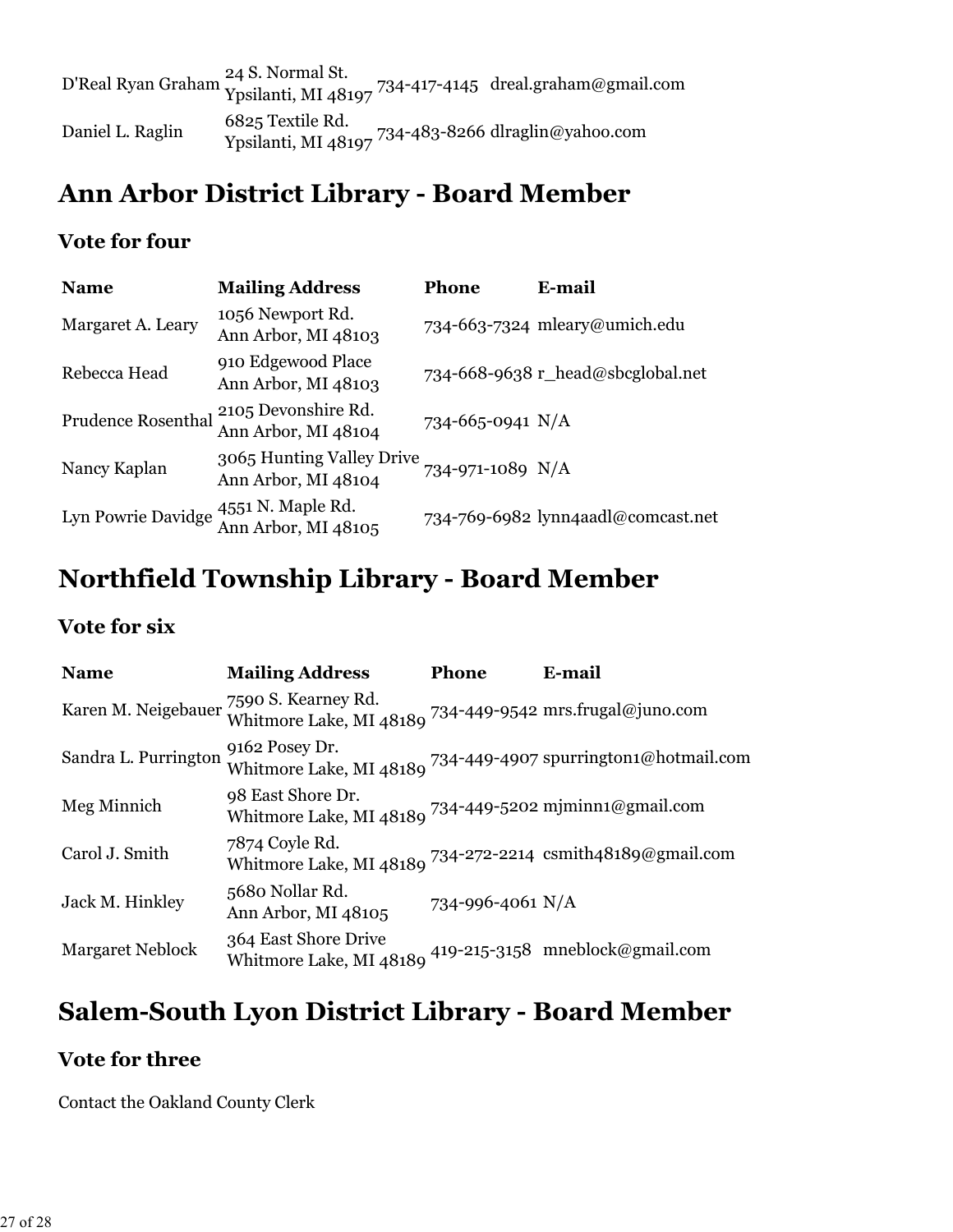| | | | |
|---|---|---|---|
| D'Real Ryan Graham | 24 S. Normal St.<br>Ypsilanti, MI 48197 | 734-417-4145 | dreal.graham@gmail.com |
| Daniel L. Raglin | 6825 Textile Rd.<br>Ypsilanti, MI 48197 | 734-483-8266 | dlraglin@yahoo.com |

# Ann Arbor District Library - Board Member

### Vote for four

| Name | Mailing Address | Phone | E-mail |
|---|---|---|---|
| Margaret A. Leary | 1056 Newport Rd.<br>Ann Arbor, MI 48103 | 734-663-7324 | mleary@umich.edu |
| Rebecca Head | 910 Edgewood Place<br>Ann Arbor, MI 48103 | 734-668-9638 | r_head@sbcglobal.net |
| Prudence Rosenthal | 2105 Devonshire Rd.<br>Ann Arbor, MI 48104 | 734-665-0941 | N/A |
| Nancy Kaplan | 3065 Hunting Valley Drive<br>Ann Arbor, MI 48104 | 734-971-1089 | N/A |
| Lyn Powrie Davidge | 4551 N. Maple Rd.<br>Ann Arbor, MI 48105 | 734-769-6982 | lynn4aadl@comcast.net |

# Northfield Township Library - Board Member

### Vote for six

| Name | Mailing Address | Phone | E-mail |
|---|---|---|---|
| Karen M. Neigebauer | 7590 S. Kearney Rd.<br>Whitmore Lake, MI 48189 | 734-449-9542 | mrs.frugal@juno.com |
| Sandra L. Purrington | 9162 Posey Dr.<br>Whitmore Lake, MI 48189 | 734-449-4907 | spurrington1@hotmail.com |
| Meg Minnich | 98 East Shore Dr.<br>Whitmore Lake, MI 48189 | 734-449-5202 | mjminn1@gmail.com |
| Carol J. Smith | 7874 Coyle Rd.<br>Whitmore Lake, MI 48189 | 734-272-2214 | csmith48189@gmail.com |
| Jack M. Hinkley | 5680 Nollar Rd.<br>Ann Arbor, MI 48105 | 734-996-4061 | N/A |
| Margaret Neblock | 364 East Shore Drive<br>Whitmore Lake, MI 48189 | 419-215-3158 | mneblock@gmail.com |

# Salem-South Lyon District Library - Board Member

### Vote for three

Contact the Oakland County Clerk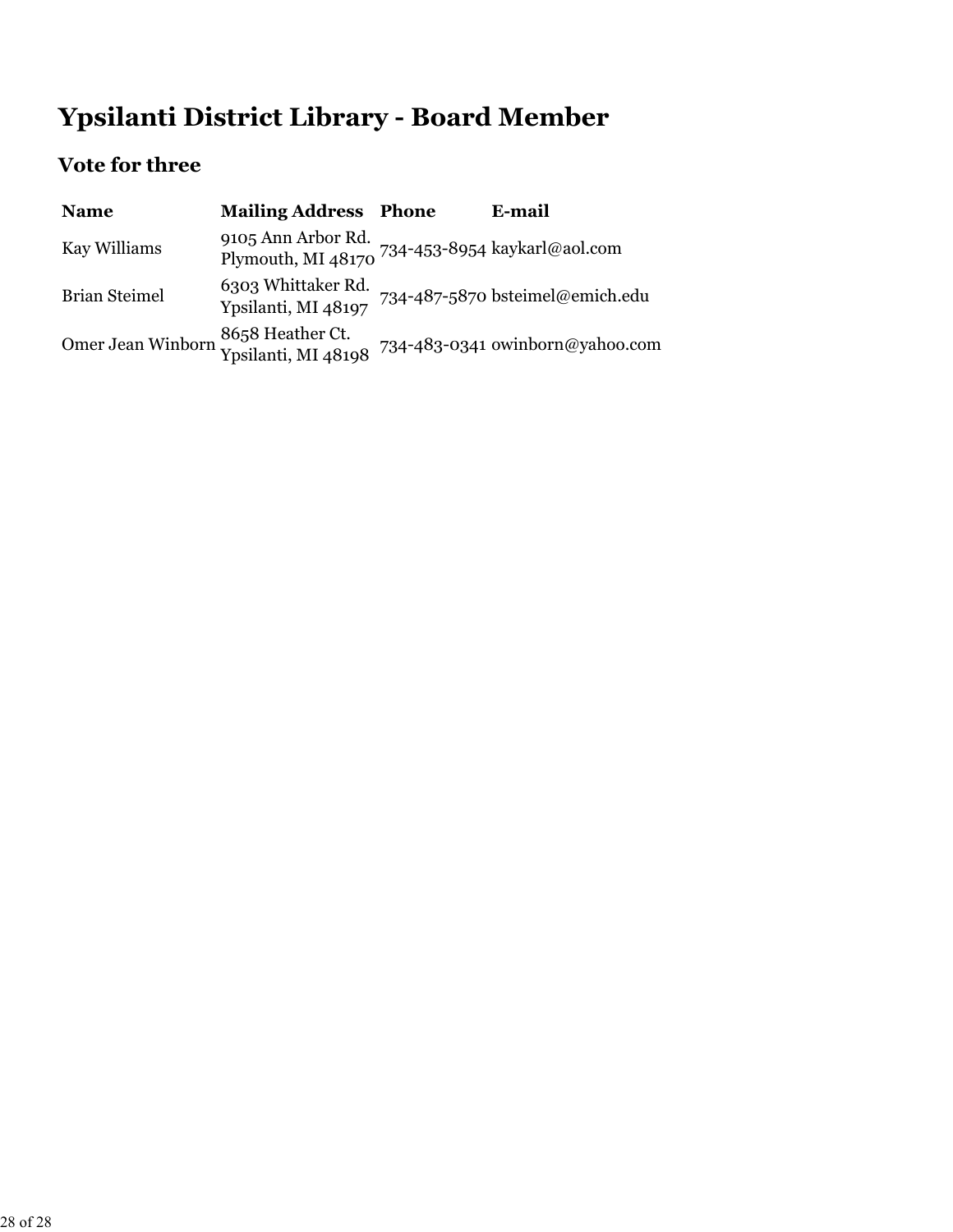# Ypsilanti District Library - Board Member

## Vote for three

| Name | Mailing Address | Phone | E-mail |
|---|---|---|---|
| Kay Williams | 9105 Ann Arbor Rd. Plymouth, MI 48170 | 734-453-8954 | kaykarl@aol.com |
| Brian Steimel | 6303 Whittaker Rd. Ypsilanti, MI 48197 | 734-487-5870 | bsteimel@emich.edu |
| Omer Jean Winborn | 8658 Heather Ct. Ypsilanti, MI 48198 | 734-483-0341 | owinborn@yahoo.com |